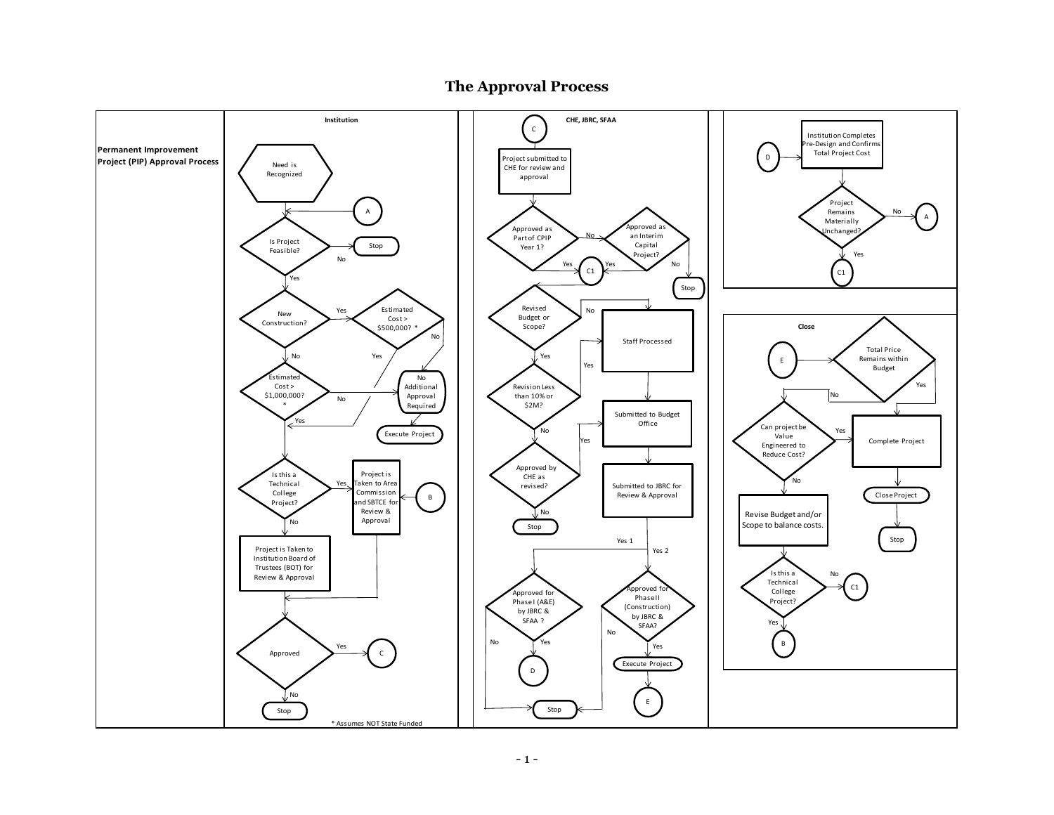# The Approval Process

**Permanent Improvement Project (PIP) Approval Process**

**Institution**

Need is Recognized

A

Is Project Feasible?

No

Stop

Yes

New Construction?

Yes

Estimated Cost > $500,000? *

No

Yes

No

Estimated Cost > $1,000,000? *

No

No Additional Approval Required

Execute Project

Yes

Is this a Technical College Project?

Yes

Project is Taken to Area Commission and SBTCE for Review & Approval

B

No

Project is Taken to Institution Board of Trustees (BOT) for Review & Approval

Approved

Yes

C

No

Stop

\* Assumes NOT State Funded

**CHE, JBRC, SFAA**

C

Project submitted to CHE for review and approval

Approved as Part of CPIP Year 1?

No

Approved as an Interim Capital Project?

No

Stop

Yes

Yes

C1

Revised Budget or Scope?

No

Staff Processed

Yes

Revision Less than 10% or $2M?

Yes

No

Submitted to Budget Office

Approved by CHE as revised?

Yes

No

Stop

Submitted to JBRC for Review & Approval

Yes 1

Yes 2

Approved for Phase I (A&E) by JBRC & SFAA ?

No

Yes

D

Stop

Approved for Phase II (Construction) by JBRC & SFAA?

No

Yes

Execute Project

E

D

Institution Completes Pre-Design and Confirms Total Project Cost

Project Remains Materially Unchanged?

No

A

Yes

C1

**Close**

E

Total Price Remains within Budget

Yes

No

Can project be Value Engineered to Reduce Cost?

Yes

Complete Project

Close Project

Stop

No

Revise Budget and/or Scope to balance costs.

Is this a Technical College Project?

No

C1

Yes

B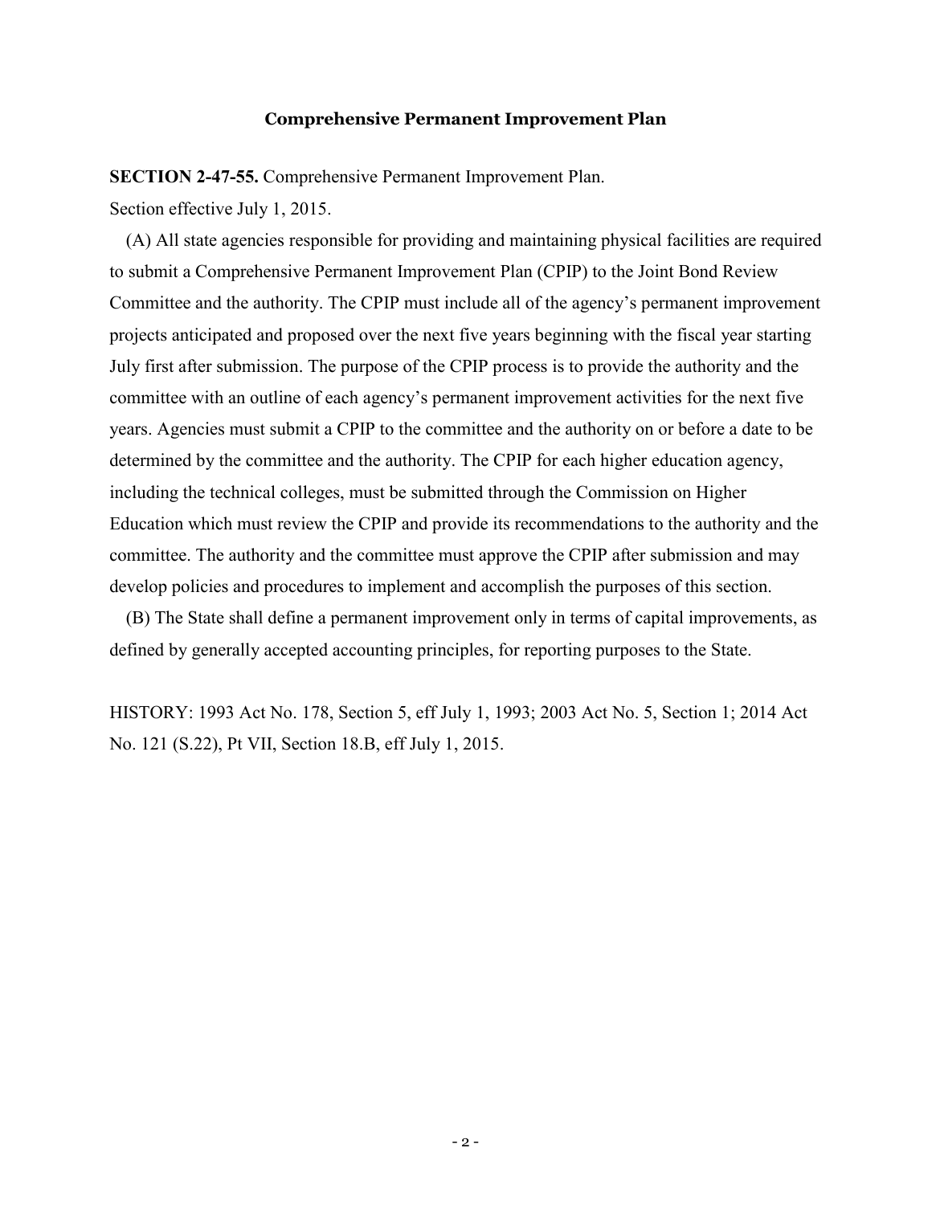## Comprehensive Permanent Improvement Plan

**SECTION 2-47-55.** Comprehensive Permanent Improvement Plan.

Section effective July 1, 2015.

(A) All state agencies responsible for providing and maintaining physical facilities are required to submit a Comprehensive Permanent Improvement Plan (CPIP) to the Joint Bond Review Committee and the authority. The CPIP must include all of the agency's permanent improvement projects anticipated and proposed over the next five years beginning with the fiscal year starting July first after submission. The purpose of the CPIP process is to provide the authority and the committee with an outline of each agency's permanent improvement activities for the next five years. Agencies must submit a CPIP to the committee and the authority on or before a date to be determined by the committee and the authority. The CPIP for each higher education agency, including the technical colleges, must be submitted through the Commission on Higher Education which must review the CPIP and provide its recommendations to the authority and the committee. The authority and the committee must approve the CPIP after submission and may develop policies and procedures to implement and accomplish the purposes of this section.

(B) The State shall define a permanent improvement only in terms of capital improvements, as defined by generally accepted accounting principles, for reporting purposes to the State.

HISTORY: 1993 Act No. 178, Section 5, eff July 1, 1993; 2003 Act No. 5, Section 1; 2014 Act No. 121 (S.22), Pt VII, Section 18.B, eff July 1, 2015.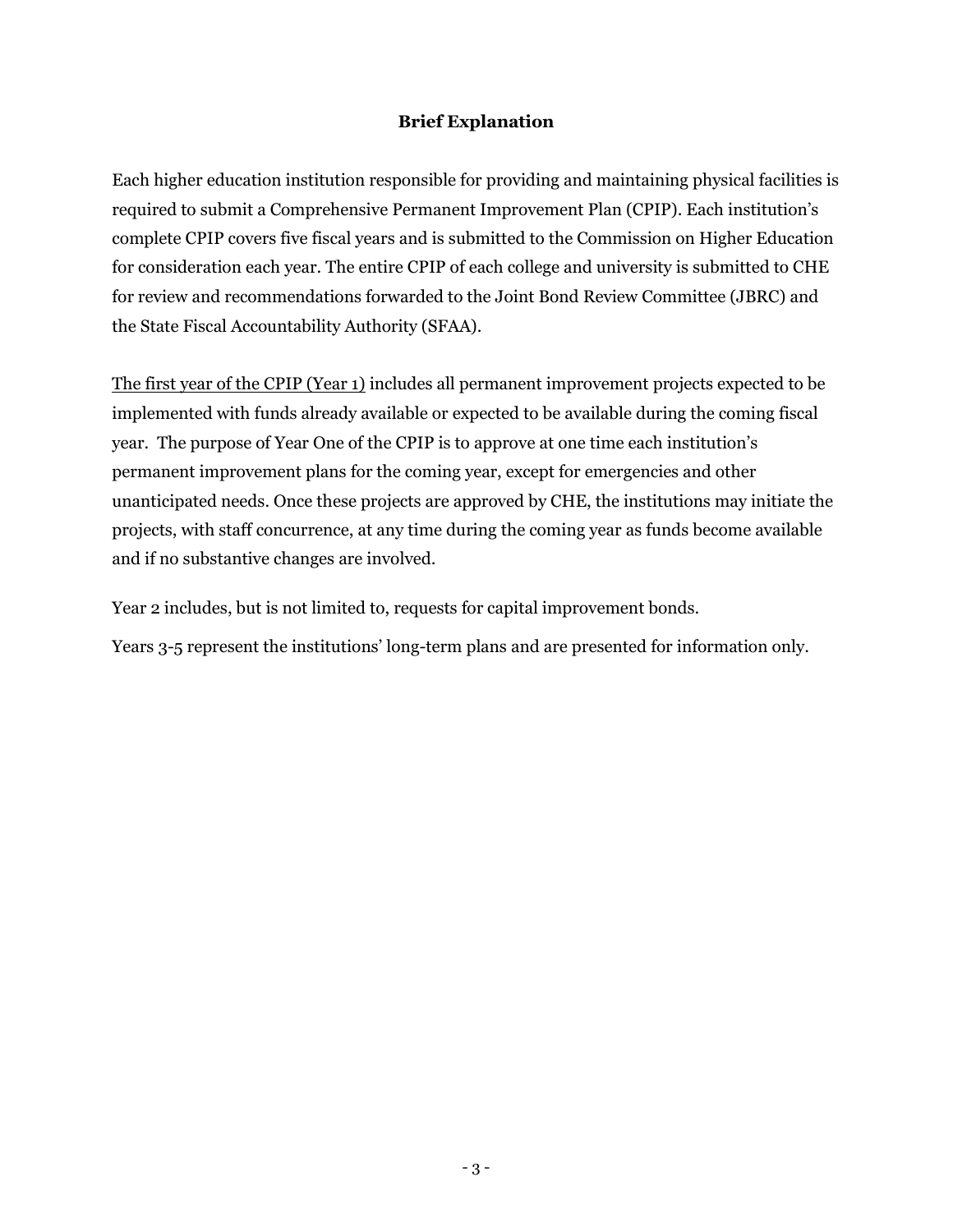## Brief Explanation

Each higher education institution responsible for providing and maintaining physical facilities is required to submit a Comprehensive Permanent Improvement Plan (CPIP). Each institution's complete CPIP covers five fiscal years and is submitted to the Commission on Higher Education for consideration each year. The entire CPIP of each college and university is submitted to CHE for review and recommendations forwarded to the Joint Bond Review Committee (JBRC) and the State Fiscal Accountability Authority (SFAA).

<u>The first year of the CPIP (Year 1)</u> includes all permanent improvement projects expected to be implemented with funds already available or expected to be available during the coming fiscal year. The purpose of Year One of the CPIP is to approve at one time each institution's permanent improvement plans for the coming year, except for emergencies and other unanticipated needs. Once these projects are approved by CHE, the institutions may initiate the projects, with staff concurrence, at any time during the coming year as funds become available and if no substantive changes are involved.

Year 2 includes, but is not limited to, requests for capital improvement bonds.

Years 3-5 represent the institutions' long-term plans and are presented for information only.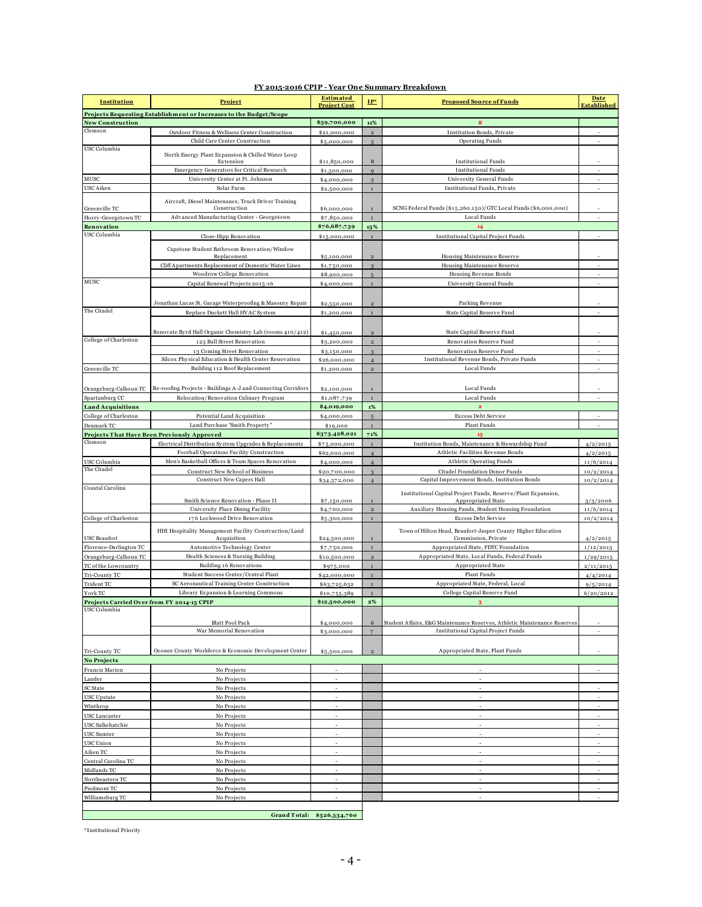## FY 2015-2016 CPIP - Year One Summary Breakdown

| Institution | Project | Estimated Project Cost | IP* | Proposed Source of Funds | Date Established |
|---|---|---|---|---|---|
| **Projects Requesting Establishment or Increases to the Budget/Scope** | | | | | |
| **New Construction** | | **$59,700,000** | **11%** | **8** | |
| Clemson | Outdoor Fitness & Wellness Center Construction | $21,000,000 | 2 | Institution Bonds, Private | - |
| | Child Care Center Construction | $5,000,000 | 3 | Operating Funds | - |
| USC Columbia | North Energy Plant Expansion & Chilled Water Loop Extension | $11,850,000 | 8 | Institutional Funds | - |
| | Emergency Generators for Critical Research | $1,500,000 | 9 | Institutional Funds | - |
| MUSC | University Center at Ft. Johnson | $4,000,000 | 3 | University General Funds | - |
| USC Aiken | Solar Farm | $2,500,000 | 1 | Institutional Funds, Private | - |
| Greenville TC | Aircraft, Diesel Maintenance, Truck Driver Training Construction | $6,000,000 | 1 | SCNG Federal Funds ($15,260,150)/GTC Local Funds ($6,000,000) | - |
| Horry-Georgetown TC | Advanced Manufacturing Center - Georgetown | $7,850,000 | 1 | Local Funds | - |
| **Renovation** | | **$76,687,739** | **15%** | **14** | |
| USC Columbia | Close-Hipp Renovation | $15,000,000 | 1 | Institutional Capital Project Funds | - |
| | Capstone Student Bathroom Renovation/Window Replacement | $5,100,000 | 2 | Housing Maintenance Reserve | - |
| | Cliff Apartments Replacement of Domestic Water Lines | $1,750,000 | 3 | Housing Maintenance Reserve | - |
| | Woodrow College Renovation | $8,900,000 | 5 | Housing Revenue Bonds | - |
| MUSC | Capital Renewal Projects 2015-16 | $4,000,000 | 1 | University General Funds | - |
| | Jonathan Lucas St. Garage Waterproofing & Masonry Repair | $2,550,000 | 2 | Parking Revenue | - |
| The Citadel | Replace Duckett Hall HVAC System | $1,200,000 | 1 | State Capital Reserve Fund | - |
| | Renovate Byrd Hall Organic Chemistry Lab (rooms 410/412) | $1,450,000 | 2 | State Capital Reserve Fund | - |
| College of Charleston | 123 Bull Street Renovation | $3,200,000 | 2 | Renovation Reserve Fund | - |
| | 13 Coming Street Renovation | $3,150,000 | 3 | Renovation Reserve Fund | - |
| | Silcox Physical Education & Health Center Renovation | $26,000,000 | 4 | Institutional Revenue Bonds, Private Funds | - |
| Greenville TC | Building 112 Roof Replacement | $1,200,000 | 2 | Local Funds | - |
| Orangeburg-Calhoun TC | Re-roofing Projects - Buildings A-J and Connecting Corridors | $2,100,000 | 1 | Local Funds | - |
| Spartanburg CC | Relocation/Renovation Culinary Program | $1,087,739 | 1 | Local Funds | - |
| **Land Acquisitions** | | **$4,019,000** | **1%** | **2** | |
| College of Charleston | Potential Land Acquisition | $4,000,000 | 5 | Excess Debt Service | - |
| Denmark TC | Land Purchase "Smith Property" | $19,000 | 1 | Plant Funds | - |
| **Projects That Have Been Previously Approved** | | **$373,428,021** | **71%** | **15** | |
| Clemson | Electrical Distribution System Upgrades & Replacements | $75,000,000 | 1 | Institution Bonds, Maintenance & Stewardship Fund | 4/2/2015 |
| | Football Operations Facility Construction | $62,000,000 | 4 | Athletic Facilities Revenue Bonds | 4/2/2015 |
| USC Columbia | Men's Basketball Offices & Team Spaces Renovation | $4,000,000 | 4 | Athletic Operating Funds | 11/6/2014 |
| The Citadel | Construct New School of Business | $20,700,000 | 3 | Citadel Foundation Donor Funds | 10/2/2014 |
| | Construct New Capers Hall | $34,372,000 | 4 | Capital Improvement Bonds, Institution Bonds | 10/2/2014 |
| Coastal Carolina | Smith Science Renovation - Phase II | $7,150,000 | 1 | Institutional Capital Project Funds, Reserve/Plant Expansion, Appropriated State | 3/3/2006 |
| | University Place Dining Facility | $4,700,000 | 2 | Auxiliary Housing Funds, Student Housing Foundation | 11/6/2014 |
| College of Charleston | 176 Lockwood Drive Renovation | $5,300,000 | 1 | Excess Debt Service | 10/2/2014 |
| USC Beaufort | HHI Hospitality Management Facility Construction/Land Acquisition | $24,500,000 | 1 | Town of Hilton Head, Beaufort-Jasper County Higher Education Commission, Private | 4/2/2015 |
| Florence-Darlington TC | Automotive Technology Center | $7,750,000 | 1 | Appropriated State, FDTC Foundation | 1/12/2015 |
| Orangeburg-Calhoun TC | Health Sciences & Nursing Building | $10,500,000 | 2 | Appropriated State, Local Funds, Federal Funds | 1/29/2015 |
| TC of the Lowcountry | Building 16 Renovations | $975,000 | 1 | Appropriated State | 2/11/2015 |
| Tri-County TC | Student Success Center/Central Plant | $42,000,000 | 1 | Plant Funds | 4/4/2014 |
| Trident TC | SC Aeronautical Training Center Construction | $63,725,632 | 1 | Appropriated State, Federal, Local | 9/5/2014 |
| York TC | Library Expansion & Learning Commons | $10,755,389 | 1 | College Capital Reserve Fund | 6/20/2012 |
| **Projects Carried Over from FY 2014-15 CPIP** | | **$12,500,000** | **2%** | **3** | |
| USC Columbia | Blatt Pool Pack | $4,000,000 | 6 | Student Affairs, E&G Maintenance Reserves, Athletic Maintenance Reserves | - |
| | War Memorial Renovation | $3,000,000 | 7 | Institutional Capital Project Funds | - |
| Tri-County TC | Oconee County Workforce & Economic Development Center | $5,500,000 | 2 | Appropriated State, Plant Funds | - |
| **No Projects** | | | | | |
| Francis Marion | No Projects | - | | - | - |
| Lander | No Projects | - | | - | |
| SC State | No Projects | - | | - | - |
| USC Upstate | No Projects | - | | - | - |
| Winthrop | No Projects | - | | - | - |
| USC Lancaster | No Projects | - | | - | - |
| USC Salkehatchie | No Projects | - | | - | - |
| USC Sumter | No Projects | - | | - | - |
| USC Union | No Projects | - | | - | - |
| Aiken TC | No Projects | - | | - | - |
| Central Carolina TC | No Projects | - | | - | - |
| Midlands TC | No Projects | - | | - | - |
| Northeastern TC | No Projects | - | | - | - |
| Piedmont TC | No Projects | - | | - | - |
| Williamsburg TC | No Projects | - | | - | - |
| | **Grand Total:** | **$526,334,760** | | | |

*Institutional Priority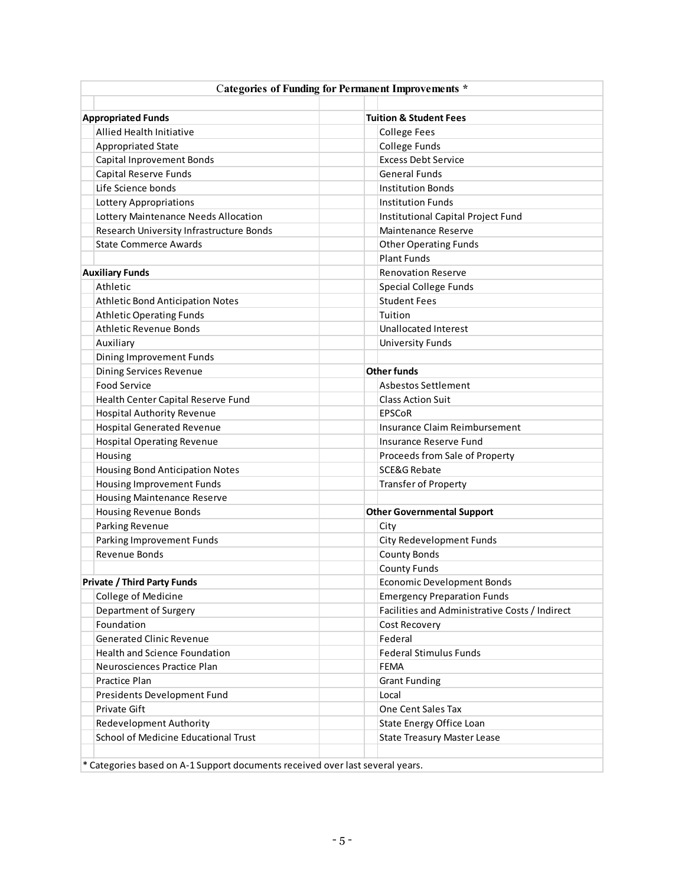## Categories of Funding for Permanent Improvements *

| Left Column | Right Column |
|---|---|
| **Appropriated Funds** | **Tuition & Student Fees** |
| Allied Health Initiative | College Fees |
| Appropriated State | College Funds |
| Capital Inprovement Bonds | Excess Debt Service |
| Capital Reserve Funds | General Funds |
| Life Science bonds | Institution Bonds |
| Lottery Appropriations | Institution Funds |
| Lottery Maintenance Needs Allocation | Institutional Capital Project Fund |
| Research University Infrastructure Bonds | Maintenance Reserve |
| State Commerce Awards | Other Operating Funds |
| | Plant Funds |
| **Auxiliary Funds** | Renovation Reserve |
| Athletic | Special College Funds |
| Athletic Bond Anticipation Notes | Student Fees |
| Athletic Operating Funds | Tuition |
| Athletic Revenue Bonds | Unallocated Interest |
| Auxiliary | University Funds |
| Dining Improvement Funds | |
| Dining Services Revenue | **Other funds** |
| Food Service | Asbestos Settlement |
| Health Center Capital Reserve Fund | Class Action Suit |
| Hospital Authority Revenue | EPSCoR |
| Hospital Generated Revenue | Insurance Claim Reimbursement |
| Hospital Operating Revenue | Insurance Reserve Fund |
| Housing | Proceeds from Sale of Property |
| Housing Bond Anticipation Notes | SCE&G Rebate |
| Housing Improvement Funds | Transfer of Property |
| Housing Maintenance Reserve | |
| Housing Revenue Bonds | **Other Governmental Support** |
| Parking Revenue | City |
| Parking Improvement Funds | City Redevelopment Funds |
| Revenue Bonds | County Bonds |
| | County Funds |
| **Private / Third Party Funds** | Economic Development Bonds |
| College of Medicine | Emergency Preparation Funds |
| Department of Surgery | Facilities and Administrative Costs / Indirect |
| Foundation | Cost Recovery |
| Generated Clinic Revenue | Federal |
| Health and Science Foundation | Federal Stimulus Funds |
| Neurosciences Practice Plan | FEMA |
| Practice Plan | Grant Funding |
| Presidents Development Fund | Local |
| Private Gift | One Cent Sales Tax |
| Redevelopment Authority | State Energy Office Loan |
| School of Medicine Educational Trust | State Treasury Master Lease |

* Categories based on A-1 Support documents received over last several years.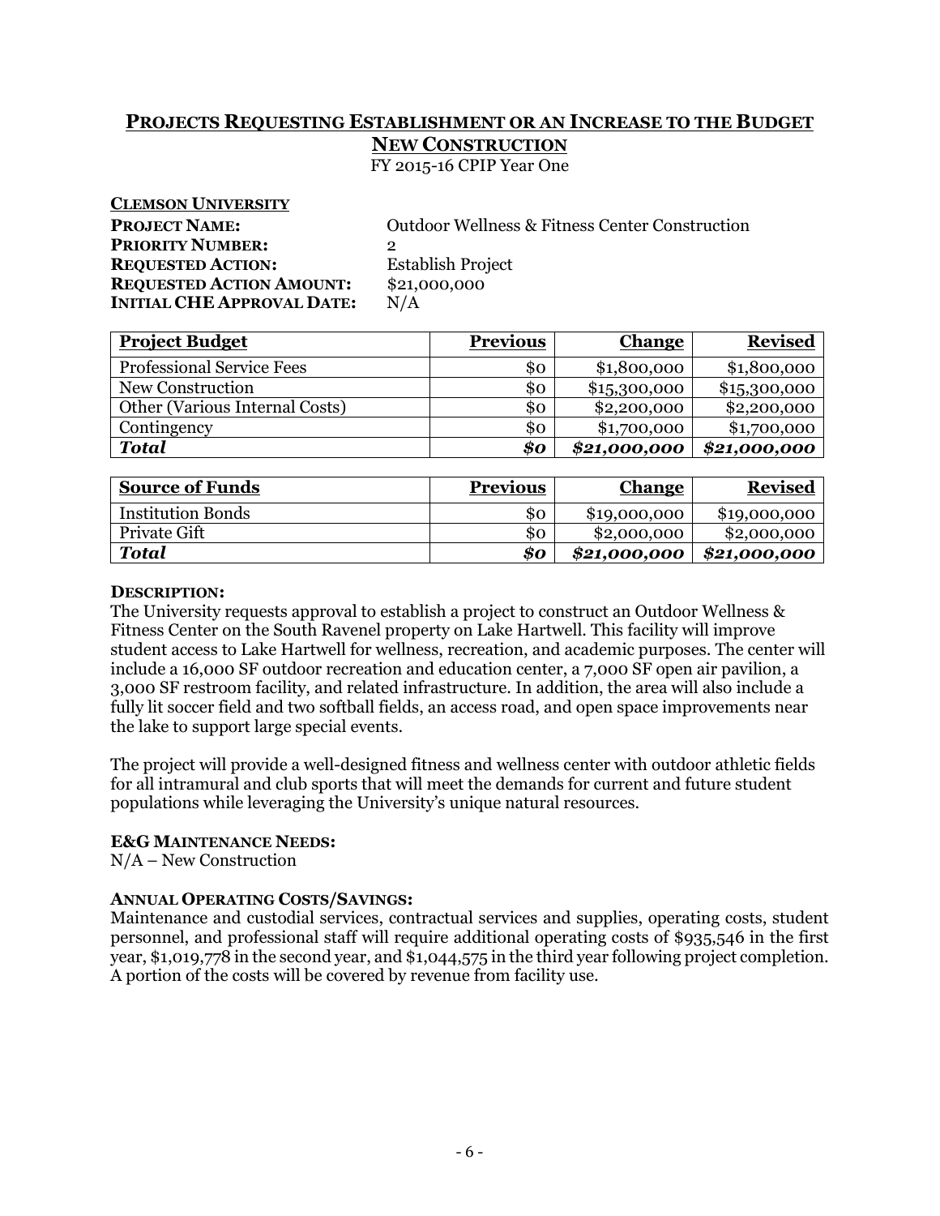## PROJECTS REQUESTING ESTABLISHMENT OR AN INCREASE TO THE BUDGET
## NEW CONSTRUCTION

FY 2015-16 CPIP Year One

**CLEMSON UNIVERSITY**

**PROJECT NAME:** Outdoor Wellness & Fitness Center Construction
**PRIORITY NUMBER:** 2
**REQUESTED ACTION:** Establish Project
**REQUESTED ACTION AMOUNT:** $21,000,000
**INITIAL CHE APPROVAL DATE:** N/A

| Project Budget | Previous | Change | Revised |
|---|---|---|---|
| Professional Service Fees | $0 | $1,800,000 | $1,800,000 |
| New Construction | $0 | $15,300,000 | $15,300,000 |
| Other (Various Internal Costs) | $0 | $2,200,000 | $2,200,000 |
| Contingency | $0 | $1,700,000 | $1,700,000 |
| ***Total*** | ***$0*** | ***$21,000,000*** | ***$21,000,000*** |

| Source of Funds | Previous | Change | Revised |
|---|---|---|---|
| Institution Bonds | $0 | $19,000,000 | $19,000,000 |
| Private Gift | $0 | $2,000,000 | $2,000,000 |
| ***Total*** | ***$0*** | ***$21,000,000*** | ***$21,000,000*** |

**DESCRIPTION:**
The University requests approval to establish a project to construct an Outdoor Wellness & Fitness Center on the South Ravenel property on Lake Hartwell. This facility will improve student access to Lake Hartwell for wellness, recreation, and academic purposes. The center will include a 16,000 SF outdoor recreation and education center, a 7,000 SF open air pavilion, a 3,000 SF restroom facility, and related infrastructure. In addition, the area will also include a fully lit soccer field and two softball fields, an access road, and open space improvements near the lake to support large special events.

The project will provide a well-designed fitness and wellness center with outdoor athletic fields for all intramural and club sports that will meet the demands for current and future student populations while leveraging the University's unique natural resources.

**E&G MAINTENANCE NEEDS:**
N/A – New Construction

**ANNUAL OPERATING COSTS/SAVINGS:**
Maintenance and custodial services, contractual services and supplies, operating costs, student personnel, and professional staff will require additional operating costs of $935,546 in the first year, $1,019,778 in the second year, and $1,044,575 in the third year following project completion. A portion of the costs will be covered by revenue from facility use.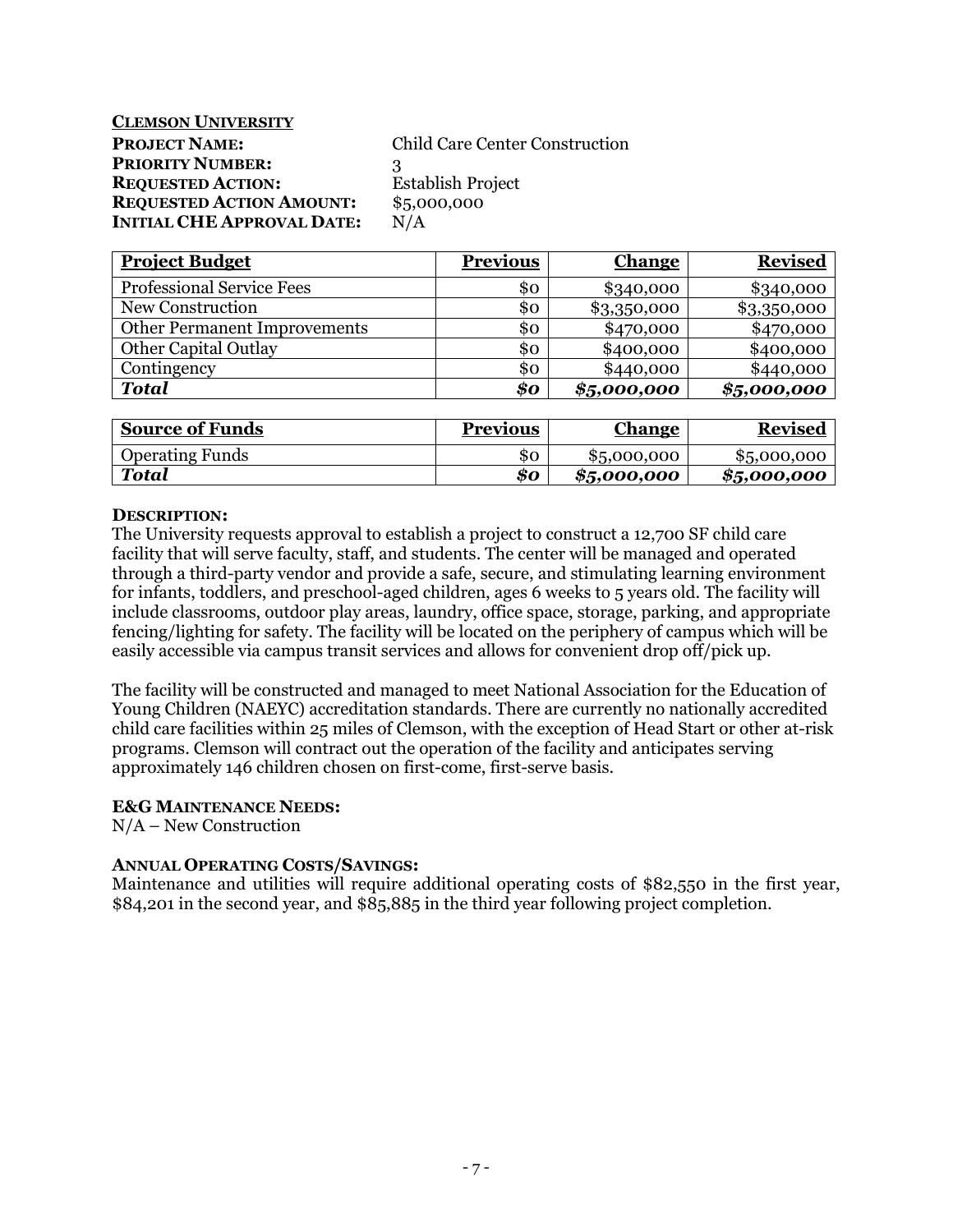**CLEMSON UNIVERSITY**

**PROJECT NAME:** Child Care Center Construction
**PRIORITY NUMBER:** 3
**REQUESTED ACTION:** Establish Project
**REQUESTED ACTION AMOUNT:** $5,000,000
**INITIAL CHE APPROVAL DATE:** N/A

| Project Budget | Previous | Change | Revised |
|---|---:|---:|---:|
| Professional Service Fees | $0 | $340,000 | $340,000 |
| New Construction | $0 | $3,350,000 | $3,350,000 |
| Other Permanent Improvements | $0 | $470,000 | $470,000 |
| Other Capital Outlay | $0 | $400,000 | $400,000 |
| Contingency | $0 | $440,000 | $440,000 |
| ***Total*** | ***$0*** | ***$5,000,000*** | ***$5,000,000*** |

| Source of Funds | Previous | Change | Revised |
|---|---:|---:|---:|
| Operating Funds | $0 | $5,000,000 | $5,000,000 |
| ***Total*** | ***$0*** | ***$5,000,000*** | ***$5,000,000*** |

**DESCRIPTION:**

The University requests approval to establish a project to construct a 12,700 SF child care facility that will serve faculty, staff, and students. The center will be managed and operated through a third-party vendor and provide a safe, secure, and stimulating learning environment for infants, toddlers, and preschool-aged children, ages 6 weeks to 5 years old. The facility will include classrooms, outdoor play areas, laundry, office space, storage, parking, and appropriate fencing/lighting for safety. The facility will be located on the periphery of campus which will be easily accessible via campus transit services and allows for convenient drop off/pick up.

The facility will be constructed and managed to meet National Association for the Education of Young Children (NAEYC) accreditation standards. There are currently no nationally accredited child care facilities within 25 miles of Clemson, with the exception of Head Start or other at-risk programs. Clemson will contract out the operation of the facility and anticipates serving approximately 146 children chosen on first-come, first-serve basis.

**E&G MAINTENANCE NEEDS:**

N/A – New Construction

**ANNUAL OPERATING COSTS/SAVINGS:**

Maintenance and utilities will require additional operating costs of $82,550 in the first year, $84,201 in the second year, and $85,885 in the third year following project completion.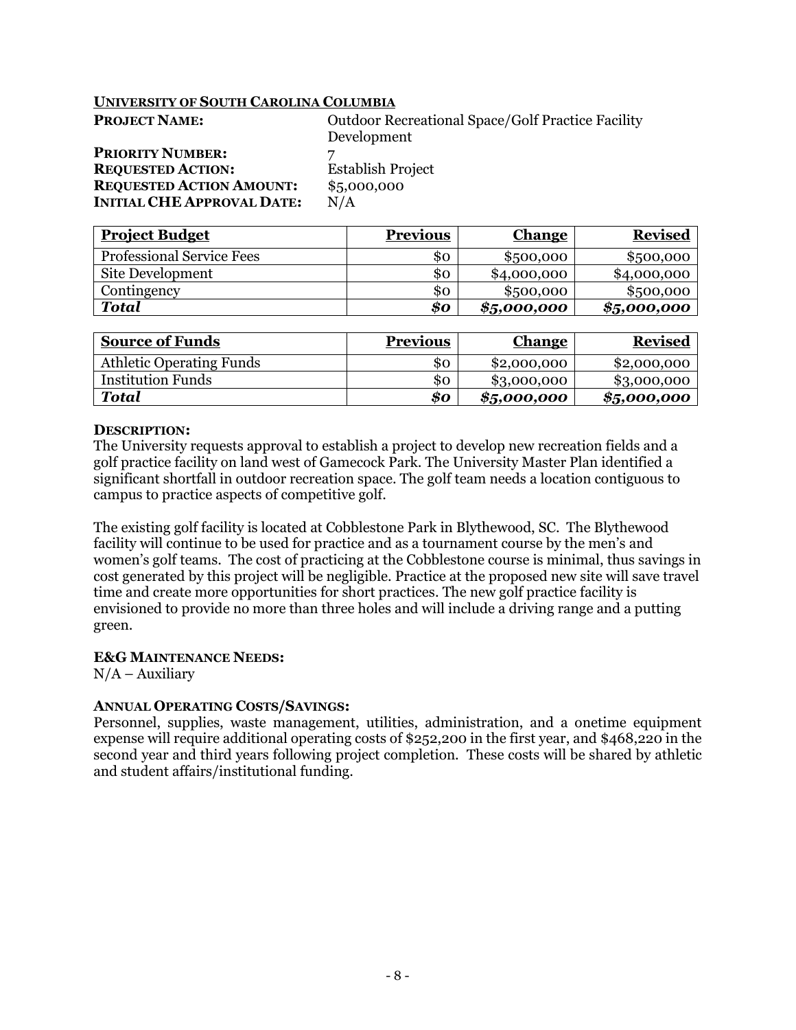**UNIVERSITY OF SOUTH CAROLINA COLUMBIA**

**PROJECT NAME:** Outdoor Recreational Space/Golf Practice Facility Development
**PRIORITY NUMBER:** 7
**REQUESTED ACTION:** Establish Project
**REQUESTED ACTION AMOUNT:** $5,000,000
**INITIAL CHE APPROVAL DATE:** N/A

| Project Budget | Previous | Change | Revised |
|---|---:|---:|---:|
| Professional Service Fees | $0 | $500,000 | $500,000 |
| Site Development | $0 | $4,000,000 | $4,000,000 |
| Contingency | $0 | $500,000 | $500,000 |
| ***Total*** | ***$0*** | ***$5,000,000*** | ***$5,000,000*** |

| Source of Funds | Previous | Change | Revised |
|---|---:|---:|---:|
| Athletic Operating Funds | $0 | $2,000,000 | $2,000,000 |
| Institution Funds | $0 | $3,000,000 | $3,000,000 |
| ***Total*** | ***$0*** | ***$5,000,000*** | ***$5,000,000*** |

**DESCRIPTION:**

The University requests approval to establish a project to develop new recreation fields and a golf practice facility on land west of Gamecock Park. The University Master Plan identified a significant shortfall in outdoor recreation space. The golf team needs a location contiguous to campus to practice aspects of competitive golf.

The existing golf facility is located at Cobblestone Park in Blythewood, SC. The Blythewood facility will continue to be used for practice and as a tournament course by the men's and women's golf teams. The cost of practicing at the Cobblestone course is minimal, thus savings in cost generated by this project will be negligible. Practice at the proposed new site will save travel time and create more opportunities for short practices. The new golf practice facility is envisioned to provide no more than three holes and will include a driving range and a putting green.

**E&G MAINTENANCE NEEDS:**

N/A – Auxiliary

**ANNUAL OPERATING COSTS/SAVINGS:**

Personnel, supplies, waste management, utilities, administration, and a onetime equipment expense will require additional operating costs of $252,200 in the first year, and $468,220 in the second year and third years following project completion. These costs will be shared by athletic and student affairs/institutional funding.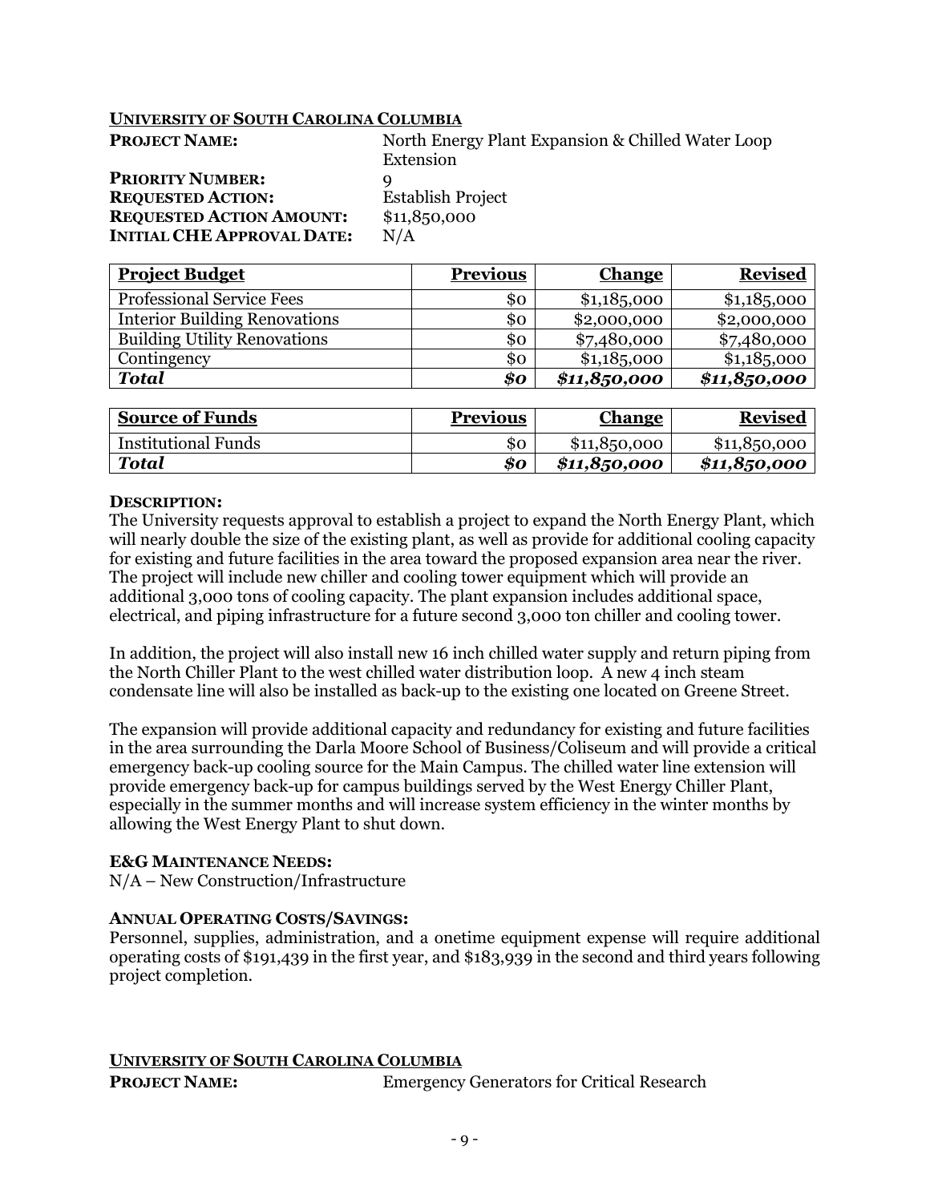**UNIVERSITY OF SOUTH CAROLINA COLUMBIA**

**PROJECT NAME:** North Energy Plant Expansion & Chilled Water Loop Extension

**PRIORITY NUMBER:** 9

**REQUESTED ACTION:** Establish Project

**REQUESTED ACTION AMOUNT:** $11,850,000

**INITIAL CHE APPROVAL DATE:** N/A

| Project Budget | Previous | Change | Revised |
|---|---:|---:|---:|
| Professional Service Fees | $0 | $1,185,000 | $1,185,000 |
| Interior Building Renovations | $0 | $2,000,000 | $2,000,000 |
| Building Utility Renovations | $0 | $7,480,000 | $7,480,000 |
| Contingency | $0 | $1,185,000 | $1,185,000 |
| ***Total*** | ***$0*** | ***$11,850,000*** | ***$11,850,000*** |

| Source of Funds | Previous | Change | Revised |
|---|---:|---:|---:|
| Institutional Funds | $0 | $11,850,000 | $11,850,000 |
| ***Total*** | ***$0*** | ***$11,850,000*** | ***$11,850,000*** |

**DESCRIPTION:**

The University requests approval to establish a project to expand the North Energy Plant, which will nearly double the size of the existing plant, as well as provide for additional cooling capacity for existing and future facilities in the area toward the proposed expansion area near the river. The project will include new chiller and cooling tower equipment which will provide an additional 3,000 tons of cooling capacity. The plant expansion includes additional space, electrical, and piping infrastructure for a future second 3,000 ton chiller and cooling tower.

In addition, the project will also install new 16 inch chilled water supply and return piping from the North Chiller Plant to the west chilled water distribution loop. A new 4 inch steam condensate line will also be installed as back-up to the existing one located on Greene Street.

The expansion will provide additional capacity and redundancy for existing and future facilities in the area surrounding the Darla Moore School of Business/Coliseum and will provide a critical emergency back-up cooling source for the Main Campus. The chilled water line extension will provide emergency back-up for campus buildings served by the West Energy Chiller Plant, especially in the summer months and will increase system efficiency in the winter months by allowing the West Energy Plant to shut down.

**E&G MAINTENANCE NEEDS:**

N/A – New Construction/Infrastructure

**ANNUAL OPERATING COSTS/SAVINGS:**

Personnel, supplies, administration, and a onetime equipment expense will require additional operating costs of $191,439 in the first year, and $183,939 in the second and third years following project completion.

**UNIVERSITY OF SOUTH CAROLINA COLUMBIA**

**PROJECT NAME:** Emergency Generators for Critical Research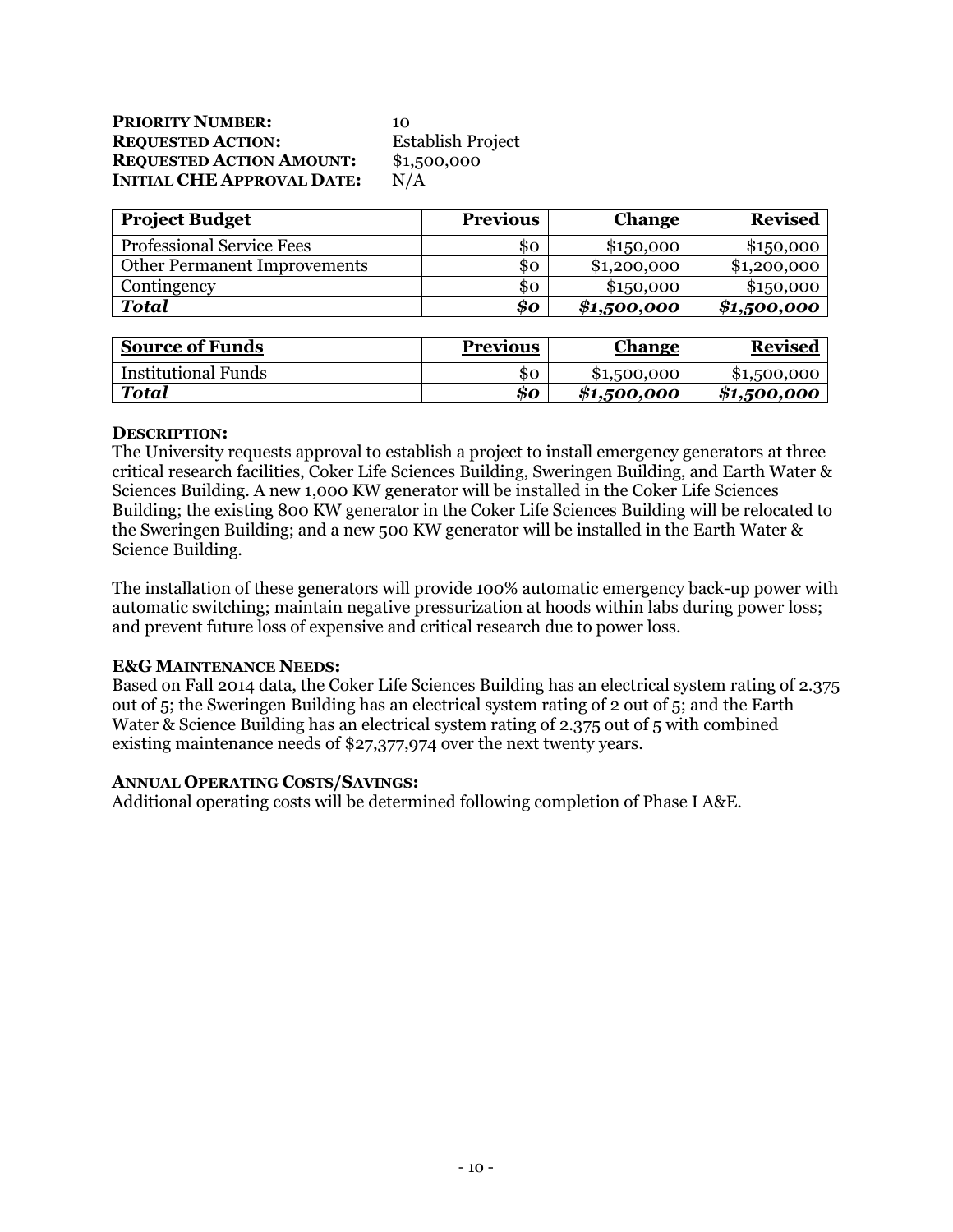**PRIORITY NUMBER:** 10
**REQUESTED ACTION:** Establish Project
**REQUESTED ACTION AMOUNT:** $1,500,000
**INITIAL CHE APPROVAL DATE:** N/A

| Project Budget | Previous | Change | Revised |
|---|---:|---:|---:|
| Professional Service Fees | $0 | $150,000 | $150,000 |
| Other Permanent Improvements | $0 | $1,200,000 | $1,200,000 |
| Contingency | $0 | $150,000 | $150,000 |
| ***Total*** | ***$0*** | ***$1,500,000*** | ***$1,500,000*** |

| Source of Funds | Previous | Change | Revised |
|---|---:|---:|---:|
| Institutional Funds | $0 | $1,500,000 | $1,500,000 |
| ***Total*** | ***$0*** | ***$1,500,000*** | ***$1,500,000*** |

**DESCRIPTION:**
The University requests approval to establish a project to install emergency generators at three critical research facilities, Coker Life Sciences Building, Sweringen Building, and Earth Water & Sciences Building. A new 1,000 KW generator will be installed in the Coker Life Sciences Building; the existing 800 KW generator in the Coker Life Sciences Building will be relocated to the Sweringen Building; and a new 500 KW generator will be installed in the Earth Water & Science Building.

The installation of these generators will provide 100% automatic emergency back-up power with automatic switching; maintain negative pressurization at hoods within labs during power loss; and prevent future loss of expensive and critical research due to power loss.

**E&G MAINTENANCE NEEDS:**
Based on Fall 2014 data, the Coker Life Sciences Building has an electrical system rating of 2.375 out of 5; the Sweringen Building has an electrical system rating of 2 out of 5; and the Earth Water & Science Building has an electrical system rating of 2.375 out of 5 with combined existing maintenance needs of $27,377,974 over the next twenty years.

**ANNUAL OPERATING COSTS/SAVINGS:**
Additional operating costs will be determined following completion of Phase I A&E.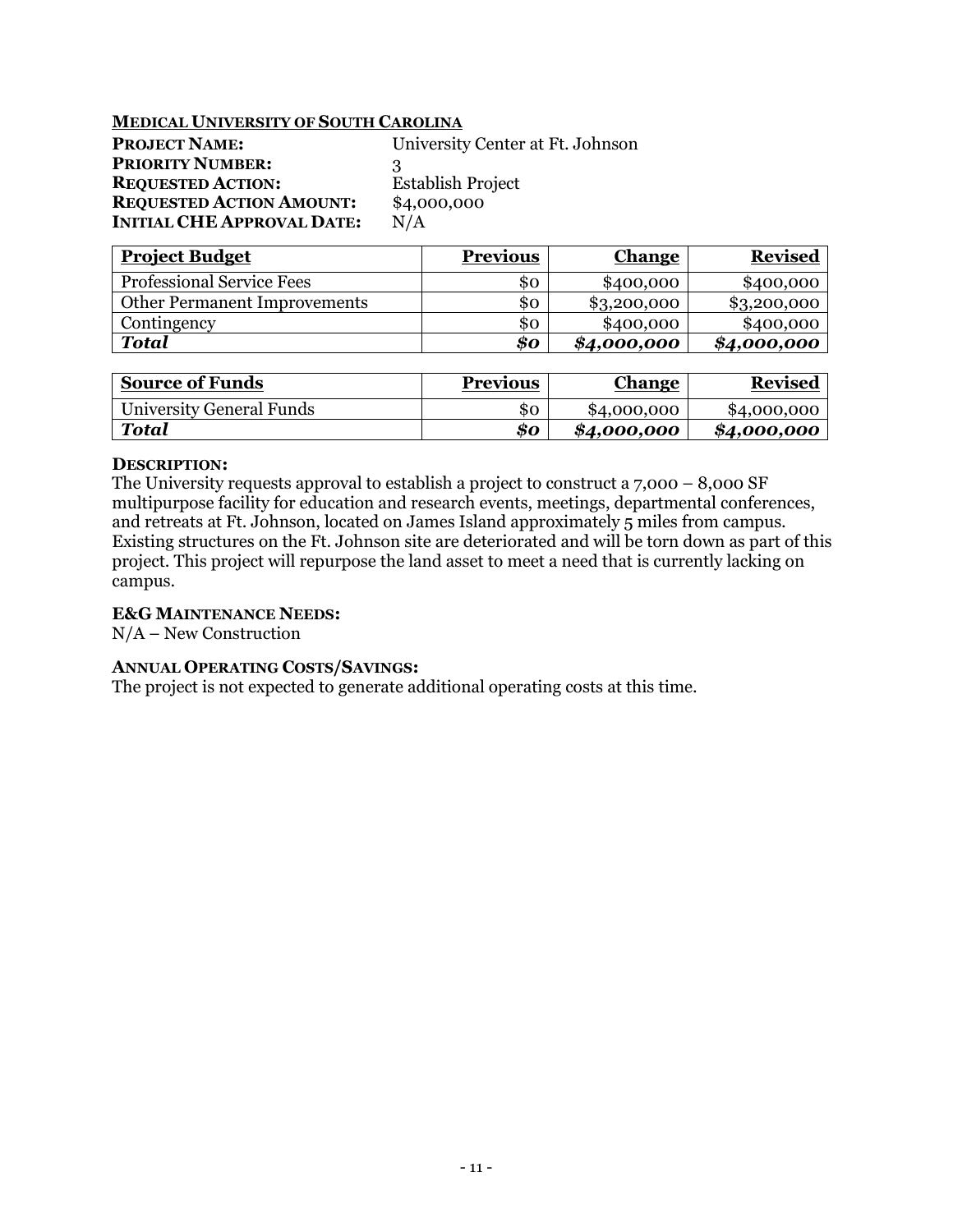**MEDICAL UNIVERSITY OF SOUTH CAROLINA**

**PROJECT NAME:** University Center at Ft. Johnson
**PRIORITY NUMBER:** 3
**REQUESTED ACTION:** Establish Project
**REQUESTED ACTION AMOUNT:** $4,000,000
**INITIAL CHE APPROVAL DATE:** N/A

| Project Budget | Previous | Change | Revised |
|---|---:|---:|---:|
| Professional Service Fees | $0 | $400,000 | $400,000 |
| Other Permanent Improvements | $0 | $3,200,000 | $3,200,000 |
| Contingency | $0 | $400,000 | $400,000 |
| ***Total*** | ***$0*** | ***$4,000,000*** | ***$4,000,000*** |

| Source of Funds | Previous | Change | Revised |
|---|---:|---:|---:|
| University General Funds | $0 | $4,000,000 | $4,000,000 |
| ***Total*** | ***$0*** | ***$4,000,000*** | ***$4,000,000*** |

**DESCRIPTION:**
The University requests approval to establish a project to construct a 7,000 – 8,000 SF multipurpose facility for education and research events, meetings, departmental conferences, and retreats at Ft. Johnson, located on James Island approximately 5 miles from campus. Existing structures on the Ft. Johnson site are deteriorated and will be torn down as part of this project. This project will repurpose the land asset to meet a need that is currently lacking on campus.

**E&G MAINTENANCE NEEDS:**
N/A – New Construction

**ANNUAL OPERATING COSTS/SAVINGS:**
The project is not expected to generate additional operating costs at this time.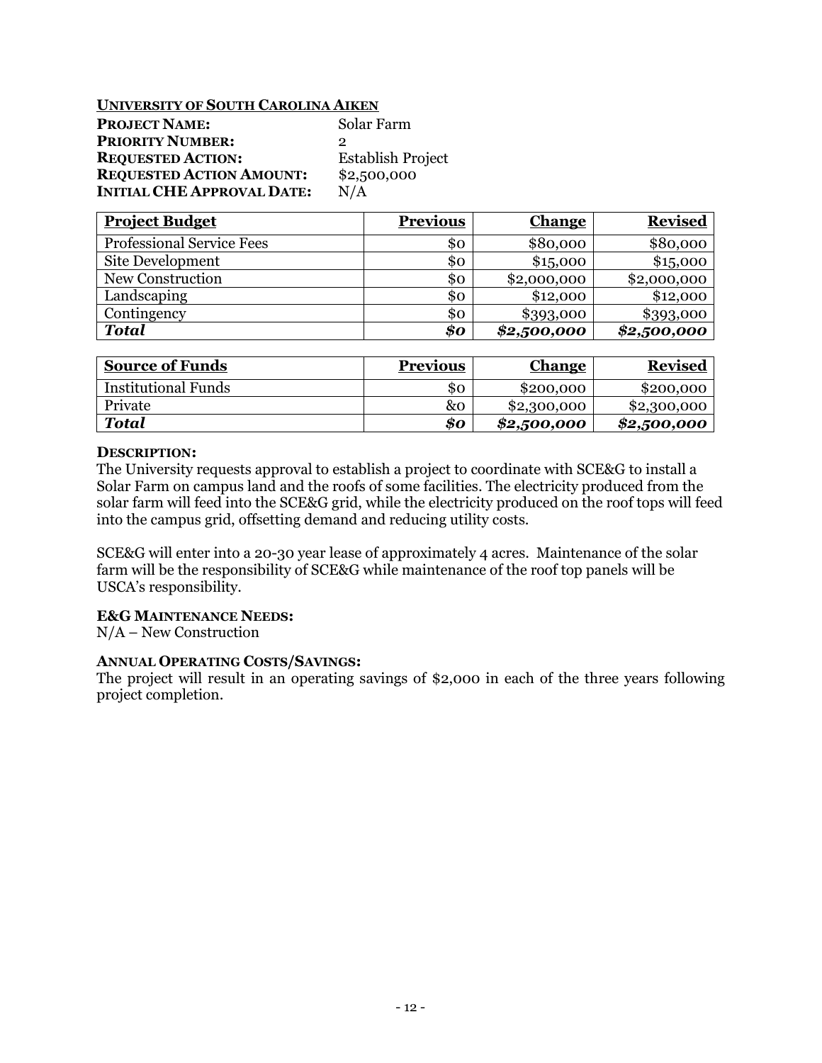**UNIVERSITY OF SOUTH CAROLINA AIKEN**

**PROJECT NAME:** Solar Farm
**PRIORITY NUMBER:** 2
**REQUESTED ACTION:** Establish Project
**REQUESTED ACTION AMOUNT:** $2,500,000
**INITIAL CHE APPROVAL DATE:** N/A

| Project Budget | Previous | Change | Revised |
|---|---:|---:|---:|
| Professional Service Fees | $0 | $80,000 | $80,000 |
| Site Development | $0 | $15,000 | $15,000 |
| New Construction | $0 | $2,000,000 | $2,000,000 |
| Landscaping | $0 | $12,000 | $12,000 |
| Contingency | $0 | $393,000 | $393,000 |
| ***Total*** | ***$0*** | ***$2,500,000*** | ***$2,500,000*** |

| Source of Funds | Previous | Change | Revised |
|---|---:|---:|---:|
| Institutional Funds | $0 | $200,000 | $200,000 |
| Private | &0 | $2,300,000 | $2,300,000 |
| ***Total*** | ***$0*** | ***$2,500,000*** | ***$2,500,000*** |

**DESCRIPTION:**
The University requests approval to establish a project to coordinate with SCE&G to install a Solar Farm on campus land and the roofs of some facilities. The electricity produced from the solar farm will feed into the SCE&G grid, while the electricity produced on the roof tops will feed into the campus grid, offsetting demand and reducing utility costs.

SCE&G will enter into a 20-30 year lease of approximately 4 acres. Maintenance of the solar farm will be the responsibility of SCE&G while maintenance of the roof top panels will be USCA's responsibility.

**E&G MAINTENANCE NEEDS:**
N/A – New Construction

**ANNUAL OPERATING COSTS/SAVINGS:**
The project will result in an operating savings of $2,000 in each of the three years following project completion.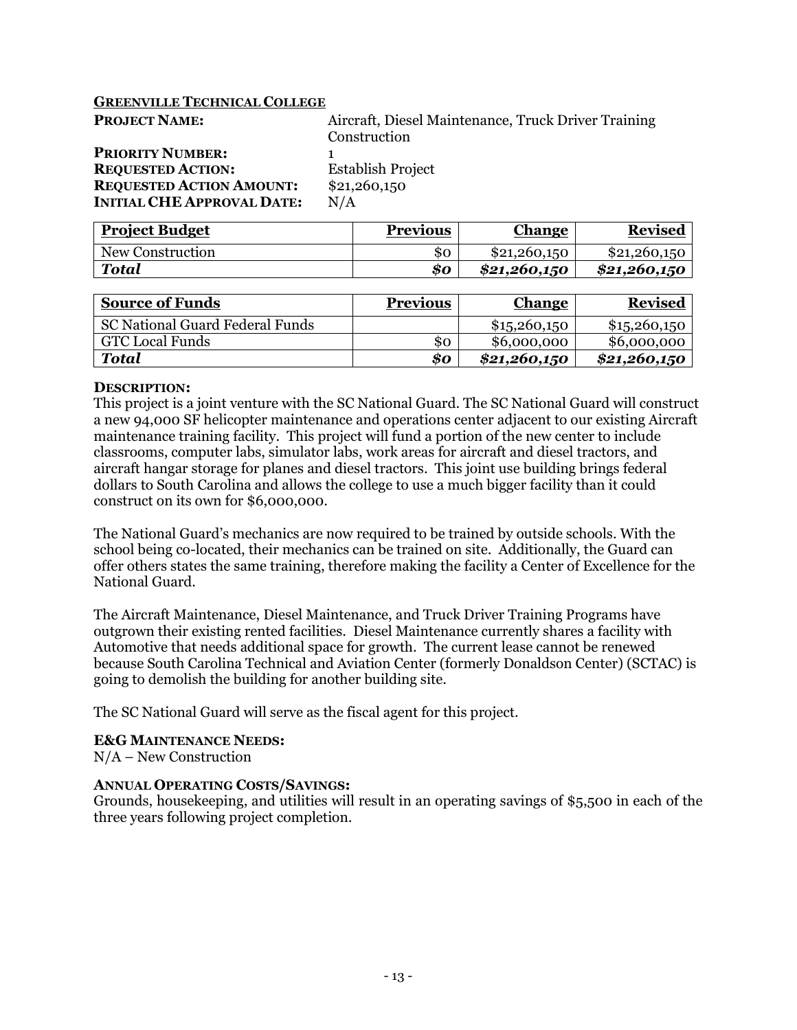**GREENVILLE TECHNICAL COLLEGE**

**PROJECT NAME:** Aircraft, Diesel Maintenance, Truck Driver Training Construction
**PRIORITY NUMBER:** 1
**REQUESTED ACTION:** Establish Project
**REQUESTED ACTION AMOUNT:** $21,260,150
**INITIAL CHE APPROVAL DATE:** N/A

| **Project Budget** | **Previous** | **Change** | **Revised** |
|---|---|---|---|
| New Construction | $0 | $21,260,150 | $21,260,150 |
| ***Total*** | ***$0*** | ***$21,260,150*** | ***$21,260,150*** |

| **Source of Funds** | **Previous** | **Change** | **Revised** |
|---|---|---|---|
| SC National Guard Federal Funds | | $15,260,150 | $15,260,150 |
| GTC Local Funds | $0 | $6,000,000 | $6,000,000 |
| ***Total*** | ***$0*** | ***$21,260,150*** | ***$21,260,150*** |

**DESCRIPTION:**
This project is a joint venture with the SC National Guard. The SC National Guard will construct a new 94,000 SF helicopter maintenance and operations center adjacent to our existing Aircraft maintenance training facility. This project will fund a portion of the new center to include classrooms, computer labs, simulator labs, work areas for aircraft and diesel tractors, and aircraft hangar storage for planes and diesel tractors. This joint use building brings federal dollars to South Carolina and allows the college to use a much bigger facility than it could construct on its own for $6,000,000.

The National Guard's mechanics are now required to be trained by outside schools. With the school being co-located, their mechanics can be trained on site. Additionally, the Guard can offer others states the same training, therefore making the facility a Center of Excellence for the National Guard.

The Aircraft Maintenance, Diesel Maintenance, and Truck Driver Training Programs have outgrown their existing rented facilities. Diesel Maintenance currently shares a facility with Automotive that needs additional space for growth. The current lease cannot be renewed because South Carolina Technical and Aviation Center (formerly Donaldson Center) (SCTAC) is going to demolish the building for another building site.

The SC National Guard will serve as the fiscal agent for this project.

**E&G MAINTENANCE NEEDS:**
N/A – New Construction

**ANNUAL OPERATING COSTS/SAVINGS:**
Grounds, housekeeping, and utilities will result in an operating savings of $5,500 in each of the three years following project completion.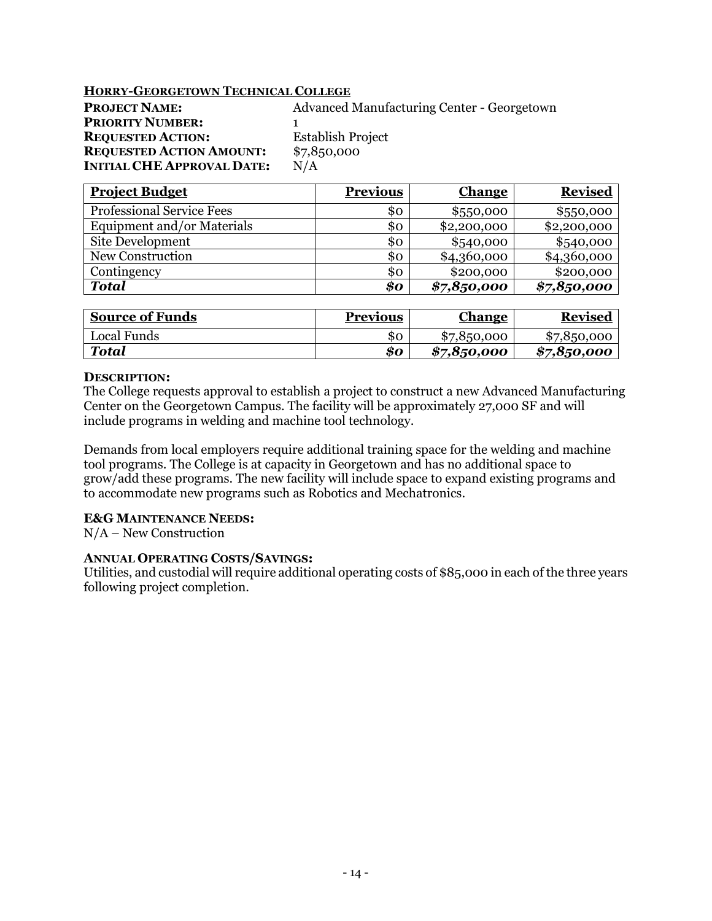**HORRY-GEORGETOWN TECHNICAL COLLEGE**

**PROJECT NAME:** Advanced Manufacturing Center - Georgetown
**PRIORITY NUMBER:** 1
**REQUESTED ACTION:** Establish Project
**REQUESTED ACTION AMOUNT:** $7,850,000
**INITIAL CHE APPROVAL DATE:** N/A

| Project Budget | Previous | Change | Revised |
|---|---:|---:|---:|
| Professional Service Fees | $0 | $550,000 | $550,000 |
| Equipment and/or Materials | $0 | $2,200,000 | $2,200,000 |
| Site Development | $0 | $540,000 | $540,000 |
| New Construction | $0 | $4,360,000 | $4,360,000 |
| Contingency | $0 | $200,000 | $200,000 |
| ***Total*** | ***$0*** | ***$7,850,000*** | ***$7,850,000*** |

| Source of Funds | Previous | Change | Revised |
|---|---:|---:|---:|
| Local Funds | $0 | $7,850,000 | $7,850,000 |
| ***Total*** | ***$0*** | ***$7,850,000*** | ***$7,850,000*** |

**DESCRIPTION:**
The College requests approval to establish a project to construct a new Advanced Manufacturing Center on the Georgetown Campus. The facility will be approximately 27,000 SF and will include programs in welding and machine tool technology.

Demands from local employers require additional training space for the welding and machine tool programs. The College is at capacity in Georgetown and has no additional space to grow/add these programs. The new facility will include space to expand existing programs and to accommodate new programs such as Robotics and Mechatronics.

**E&G MAINTENANCE NEEDS:**
N/A – New Construction

**ANNUAL OPERATING COSTS/SAVINGS:**
Utilities, and custodial will require additional operating costs of $85,000 in each of the three years following project completion.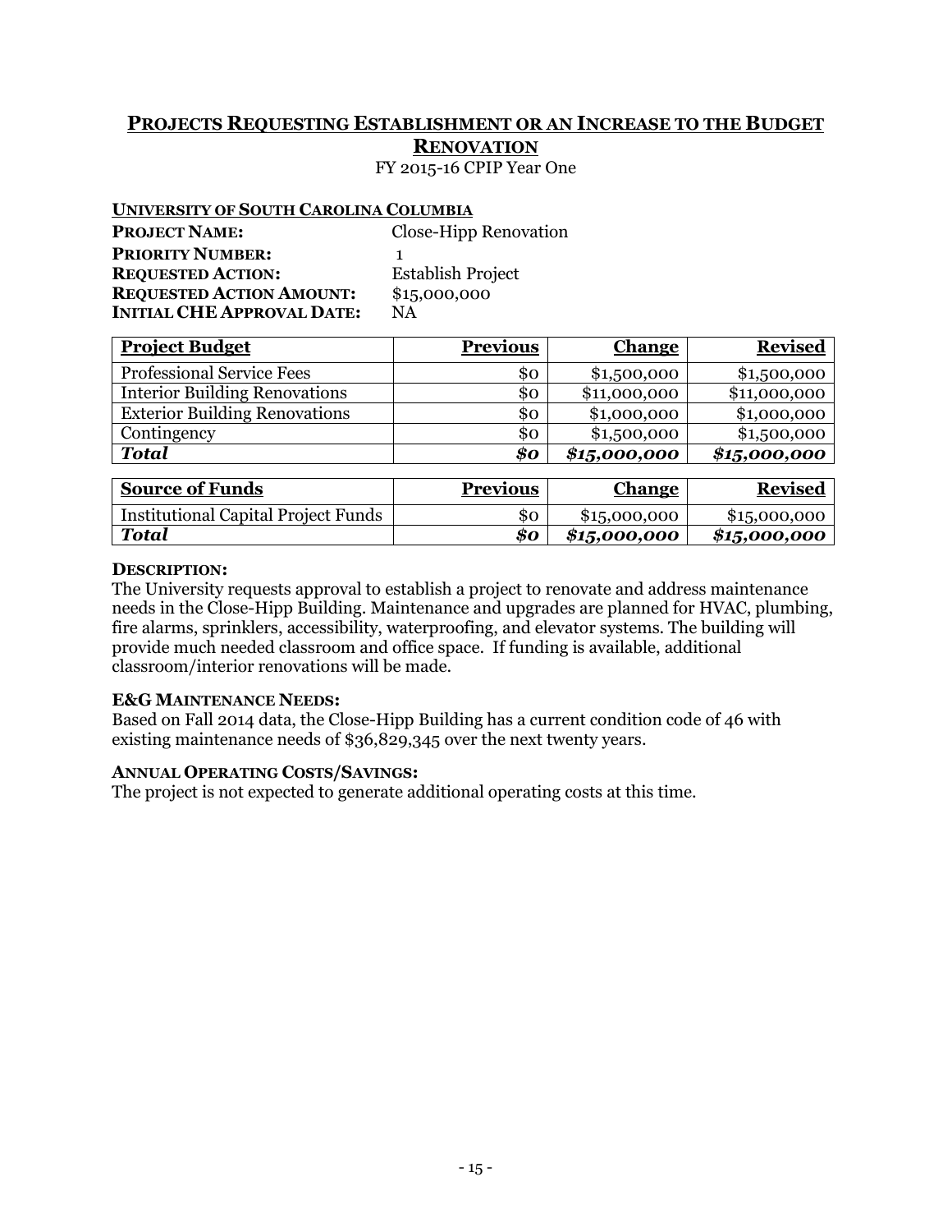## PROJECTS REQUESTING ESTABLISHMENT OR AN INCREASE TO THE BUDGET
## RENOVATION

FY 2015-16 CPIP Year One

**UNIVERSITY OF SOUTH CAROLINA COLUMBIA**

**PROJECT NAME:** Close-Hipp Renovation
**PRIORITY NUMBER:** 1
**REQUESTED ACTION:** Establish Project
**REQUESTED ACTION AMOUNT:** $15,000,000
**INITIAL CHE APPROVAL DATE:** NA

| Project Budget | Previous | Change | Revised |
|---|---|---|---|
| Professional Service Fees | $0 | $1,500,000 | $1,500,000 |
| Interior Building Renovations | $0 | $11,000,000 | $11,000,000 |
| Exterior Building Renovations | $0 | $1,000,000 | $1,000,000 |
| Contingency | $0 | $1,500,000 | $1,500,000 |
| ***Total*** | ***$0*** | ***$15,000,000*** | ***$15,000,000*** |

| Source of Funds | Previous | Change | Revised |
|---|---|---|---|
| Institutional Capital Project Funds | $0 | $15,000,000 | $15,000,000 |
| ***Total*** | ***$0*** | ***$15,000,000*** | ***$15,000,000*** |

**DESCRIPTION:**
The University requests approval to establish a project to renovate and address maintenance needs in the Close-Hipp Building. Maintenance and upgrades are planned for HVAC, plumbing, fire alarms, sprinklers, accessibility, waterproofing, and elevator systems. The building will provide much needed classroom and office space. If funding is available, additional classroom/interior renovations will be made.

**E&G MAINTENANCE NEEDS:**
Based on Fall 2014 data, the Close-Hipp Building has a current condition code of 46 with existing maintenance needs of $36,829,345 over the next twenty years.

**ANNUAL OPERATING COSTS/SAVINGS:**
The project is not expected to generate additional operating costs at this time.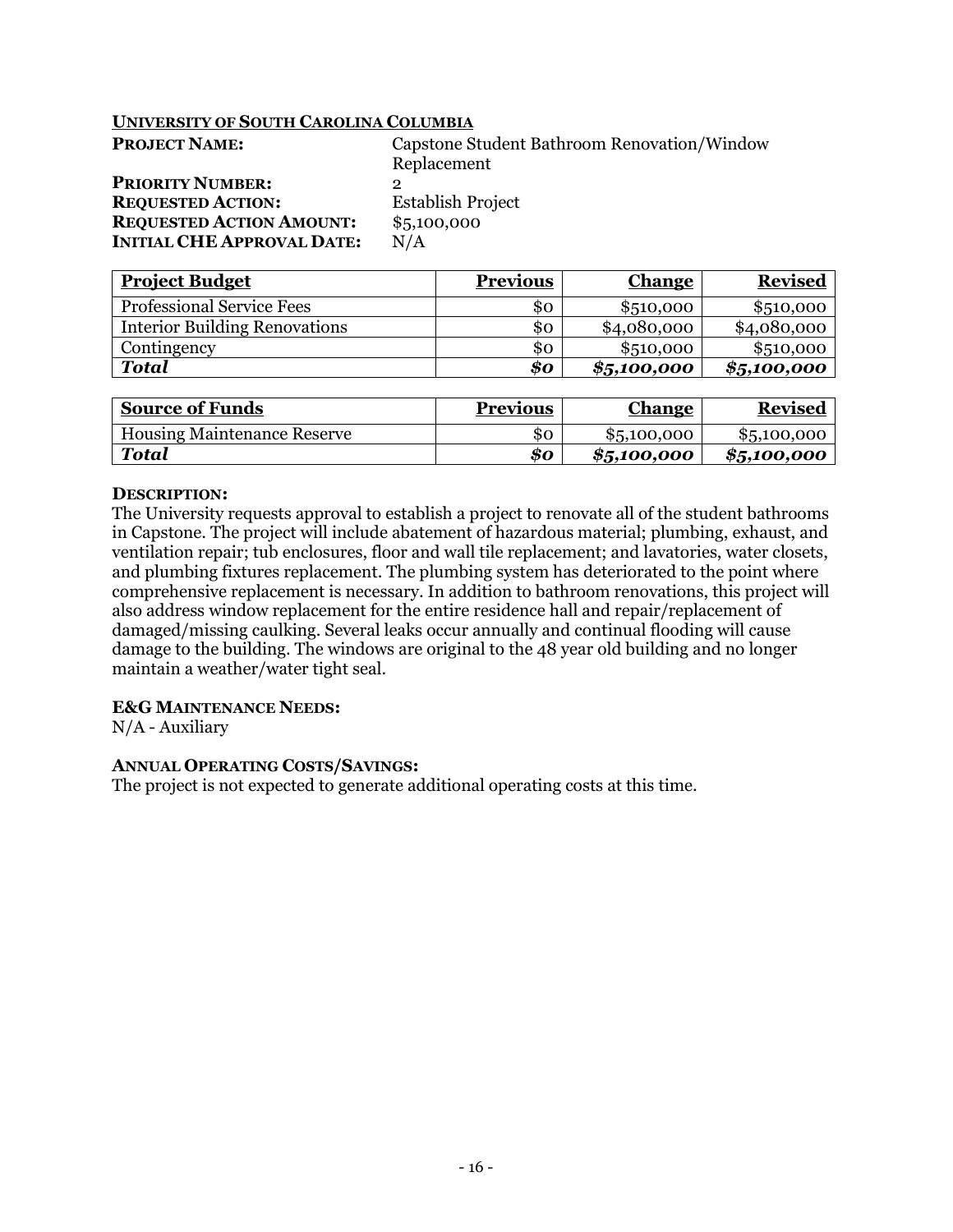**UNIVERSITY OF SOUTH CAROLINA COLUMBIA**

**PROJECT NAME:** Capstone Student Bathroom Renovation/Window Replacement

**PRIORITY NUMBER:** 2

**REQUESTED ACTION:** Establish Project

**REQUESTED ACTION AMOUNT:** $5,100,000

**INITIAL CHE APPROVAL DATE:** N/A

| Project Budget | Previous | Change | Revised |
|---|---:|---:|---:|
| Professional Service Fees | $0 | $510,000 | $510,000 |
| Interior Building Renovations | $0 | $4,080,000 | $4,080,000 |
| Contingency | $0 | $510,000 | $510,000 |
| ***Total*** | ***$0*** | ***$5,100,000*** | ***$5,100,000*** |

| Source of Funds | Previous | Change | Revised |
|---|---:|---:|---:|
| Housing Maintenance Reserve | $0 | $5,100,000 | $5,100,000 |
| ***Total*** | ***$0*** | ***$5,100,000*** | ***$5,100,000*** |

**DESCRIPTION:**

The University requests approval to establish a project to renovate all of the student bathrooms in Capstone. The project will include abatement of hazardous material; plumbing, exhaust, and ventilation repair; tub enclosures, floor and wall tile replacement; and lavatories, water closets, and plumbing fixtures replacement. The plumbing system has deteriorated to the point where comprehensive replacement is necessary. In addition to bathroom renovations, this project will also address window replacement for the entire residence hall and repair/replacement of damaged/missing caulking. Several leaks occur annually and continual flooding will cause damage to the building. The windows are original to the 48 year old building and no longer maintain a weather/water tight seal.

**E&G MAINTENANCE NEEDS:**

N/A - Auxiliary

**ANNUAL OPERATING COSTS/SAVINGS:**

The project is not expected to generate additional operating costs at this time.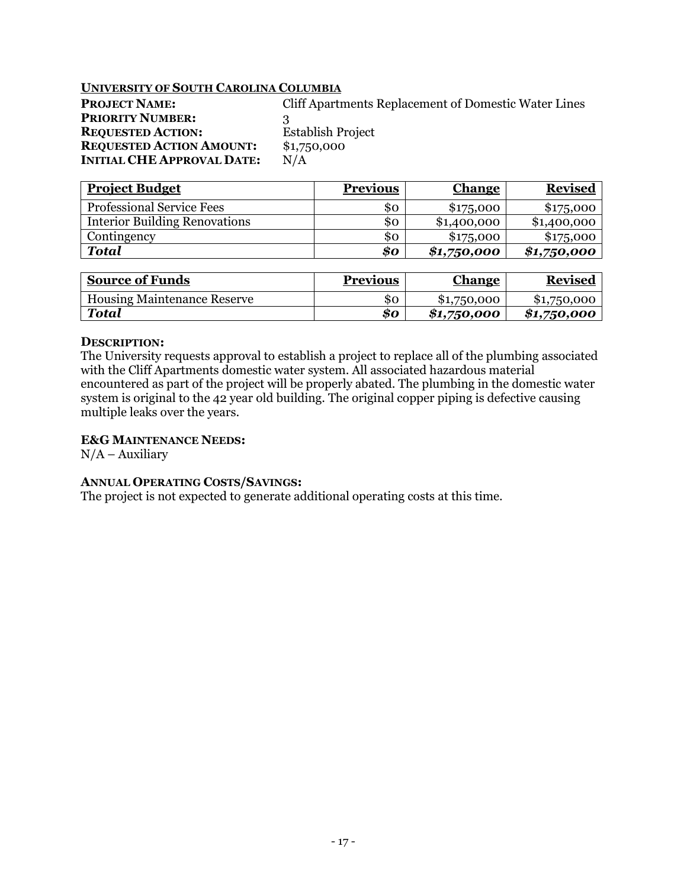**UNIVERSITY OF SOUTH CAROLINA COLUMBIA**

**PROJECT NAME:** Cliff Apartments Replacement of Domestic Water Lines
**PRIORITY NUMBER:** 3
**REQUESTED ACTION:** Establish Project
**REQUESTED ACTION AMOUNT:** $1,750,000
**INITIAL CHE APPROVAL DATE:** N/A

| Project Budget | Previous | Change | Revised |
|---|---|---|---|
| Professional Service Fees | $0 | $175,000 | $175,000 |
| Interior Building Renovations | $0 | $1,400,000 | $1,400,000 |
| Contingency | $0 | $175,000 | $175,000 |
| ***Total*** | ***$0*** | ***$1,750,000*** | ***$1,750,000*** |

| Source of Funds | Previous | Change | Revised |
|---|---|---|---|
| Housing Maintenance Reserve | $0 | $1,750,000 | $1,750,000 |
| ***Total*** | ***$0*** | ***$1,750,000*** | ***$1,750,000*** |

**DESCRIPTION:**
The University requests approval to establish a project to replace all of the plumbing associated with the Cliff Apartments domestic water system. All associated hazardous material encountered as part of the project will be properly abated. The plumbing in the domestic water system is original to the 42 year old building. The original copper piping is defective causing multiple leaks over the years.

**E&G MAINTENANCE NEEDS:**
N/A – Auxiliary

**ANNUAL OPERATING COSTS/SAVINGS:**
The project is not expected to generate additional operating costs at this time.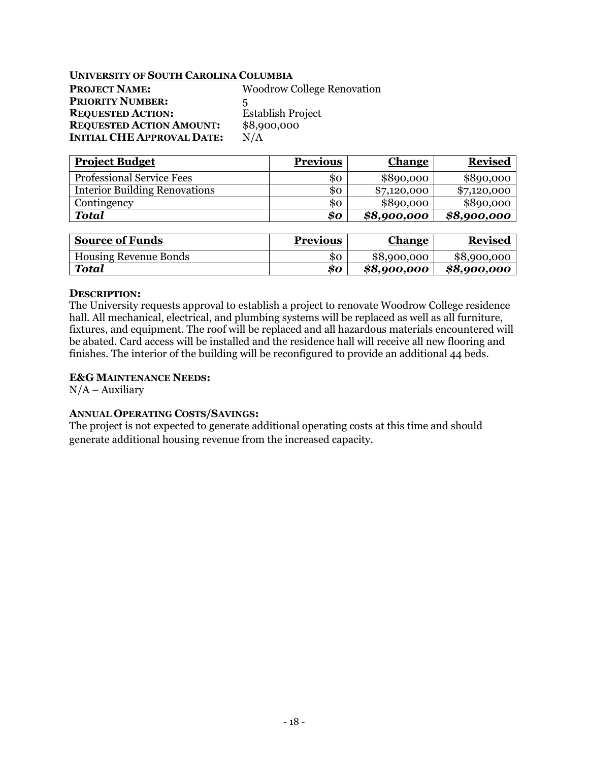**UNIVERSITY OF SOUTH CAROLINA COLUMBIA**

**PROJECT NAME:** Woodrow College Renovation
**PRIORITY NUMBER:** 5
**REQUESTED ACTION:** Establish Project
**REQUESTED ACTION AMOUNT:** $8,900,000
**INITIAL CHE APPROVAL DATE:** N/A

| Project Budget | Previous | Change | Revised |
|---|---:|---:|---:|
| Professional Service Fees | $0 | $890,000 | $890,000 |
| Interior Building Renovations | $0 | $7,120,000 | $7,120,000 |
| Contingency | $0 | $890,000 | $890,000 |
| ***Total*** | ***$0*** | ***$8,900,000*** | ***$8,900,000*** |

| Source of Funds | Previous | Change | Revised |
|---|---:|---:|---:|
| Housing Revenue Bonds | $0 | $8,900,000 | $8,900,000 |
| ***Total*** | ***$0*** | ***$8,900,000*** | ***$8,900,000*** |

**DESCRIPTION:**
The University requests approval to establish a project to renovate Woodrow College residence hall. All mechanical, electrical, and plumbing systems will be replaced as well as all furniture, fixtures, and equipment. The roof will be replaced and all hazardous materials encountered will be abated. Card access will be installed and the residence hall will receive all new flooring and finishes. The interior of the building will be reconfigured to provide an additional 44 beds.

**E&G MAINTENANCE NEEDS:**
N/A – Auxiliary

**ANNUAL OPERATING COSTS/SAVINGS:**
The project is not expected to generate additional operating costs at this time and should generate additional housing revenue from the increased capacity.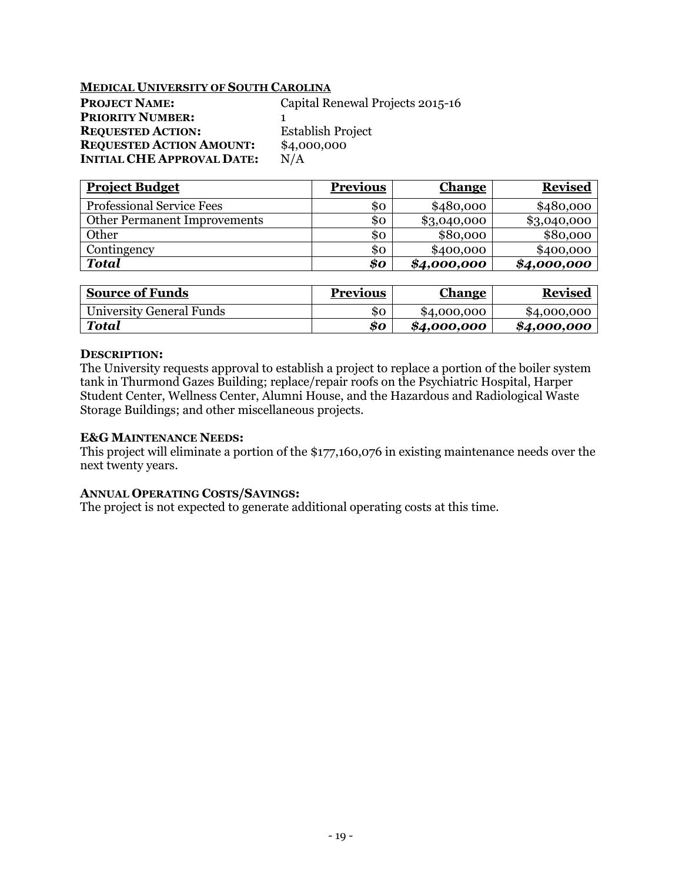**MEDICAL UNIVERSITY OF SOUTH CAROLINA**

**PROJECT NAME:** Capital Renewal Projects 2015-16
**PRIORITY NUMBER:** 1
**REQUESTED ACTION:** Establish Project
**REQUESTED ACTION AMOUNT:** $4,000,000
**INITIAL CHE APPROVAL DATE:** N/A

| Project Budget | Previous | Change | Revised |
|---|---:|---:|---:|
| Professional Service Fees | $0 | $480,000 | $480,000 |
| Other Permanent Improvements | $0 | $3,040,000 | $3,040,000 |
| Other | $0 | $80,000 | $80,000 |
| Contingency | $0 | $400,000 | $400,000 |
| ***Total*** | ***$0*** | ***$4,000,000*** | ***$4,000,000*** |

| Source of Funds | Previous | Change | Revised |
|---|---:|---:|---:|
| University General Funds | $0 | $4,000,000 | $4,000,000 |
| ***Total*** | ***$0*** | ***$4,000,000*** | ***$4,000,000*** |

**DESCRIPTION:**
The University requests approval to establish a project to replace a portion of the boiler system tank in Thurmond Gazes Building; replace/repair roofs on the Psychiatric Hospital, Harper Student Center, Wellness Center, Alumni House, and the Hazardous and Radiological Waste Storage Buildings; and other miscellaneous projects.

**E&G MAINTENANCE NEEDS:**
This project will eliminate a portion of the $177,160,076 in existing maintenance needs over the next twenty years.

**ANNUAL OPERATING COSTS/SAVINGS:**
The project is not expected to generate additional operating costs at this time.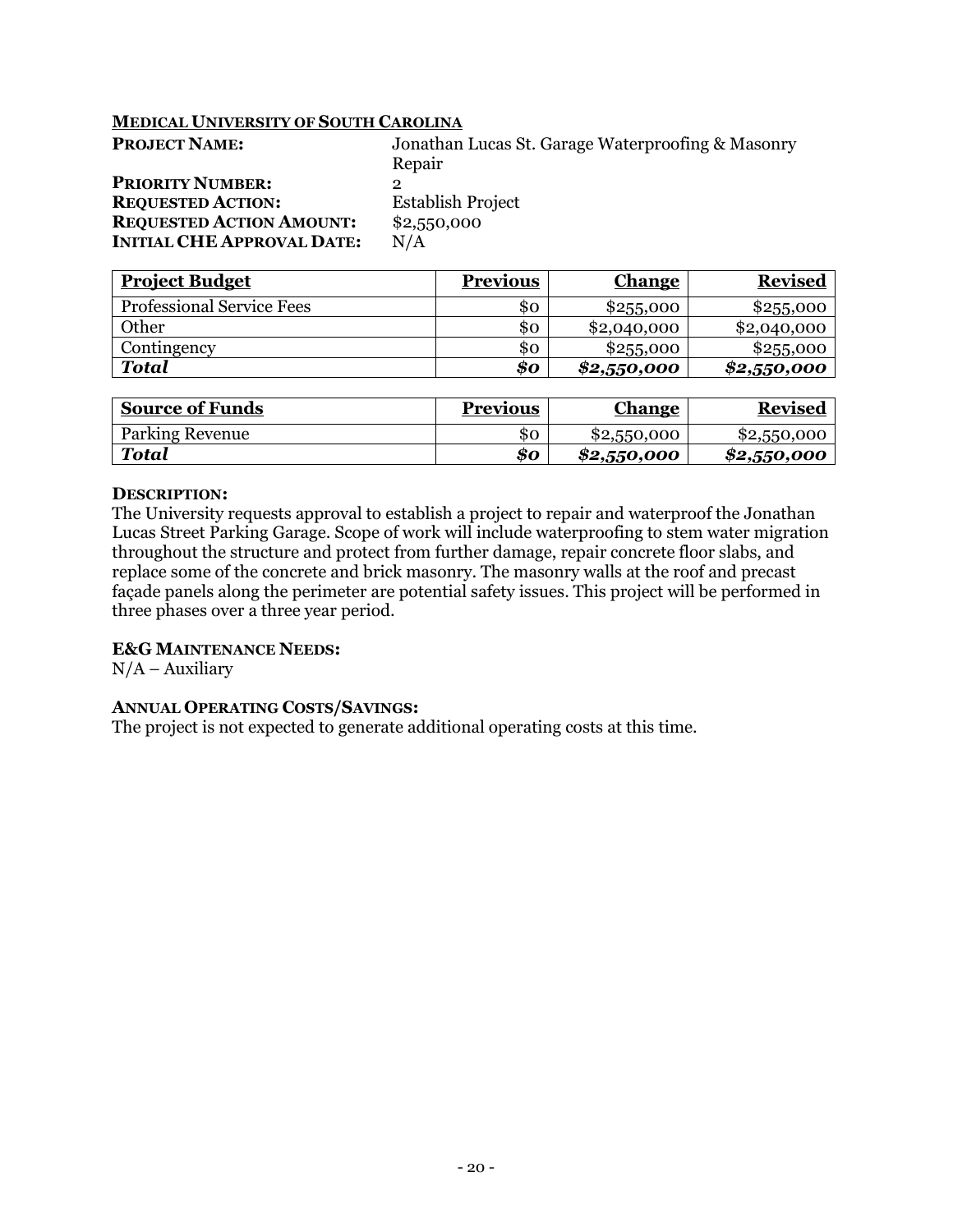**MEDICAL UNIVERSITY OF SOUTH CAROLINA**

**PROJECT NAME:** Jonathan Lucas St. Garage Waterproofing & Masonry Repair
**PRIORITY NUMBER:** 2
**REQUESTED ACTION:** Establish Project
**REQUESTED ACTION AMOUNT:** $2,550,000
**INITIAL CHE APPROVAL DATE:** N/A

| Project Budget | Previous | Change | Revised |
|---|---:|---:|---:|
| Professional Service Fees | $0 | $255,000 | $255,000 |
| Other | $0 | $2,040,000 | $2,040,000 |
| Contingency | $0 | $255,000 | $255,000 |
| ***Total*** | ***$0*** | ***$2,550,000*** | ***$2,550,000*** |

| Source of Funds | Previous | Change | Revised |
|---|---:|---:|---:|
| Parking Revenue | $0 | $2,550,000 | $2,550,000 |
| ***Total*** | ***$0*** | ***$2,550,000*** | ***$2,550,000*** |

**DESCRIPTION:**
The University requests approval to establish a project to repair and waterproof the Jonathan Lucas Street Parking Garage. Scope of work will include waterproofing to stem water migration throughout the structure and protect from further damage, repair concrete floor slabs, and replace some of the concrete and brick masonry. The masonry walls at the roof and precast façade panels along the perimeter are potential safety issues. This project will be performed in three phases over a three year period.

**E&G MAINTENANCE NEEDS:**
N/A – Auxiliary

**ANNUAL OPERATING COSTS/SAVINGS:**
The project is not expected to generate additional operating costs at this time.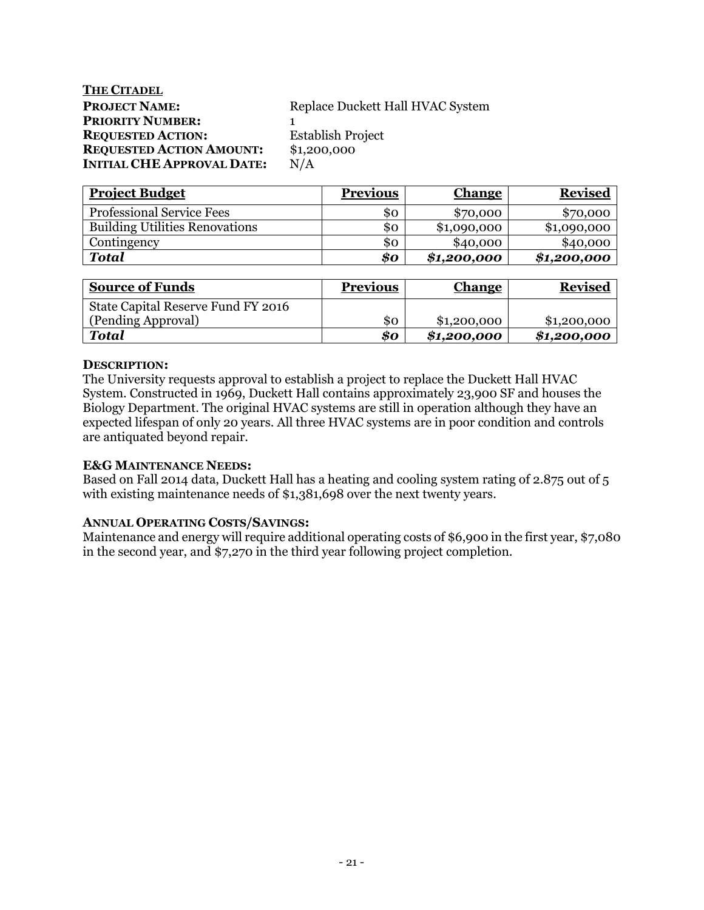**THE CITADEL**

**PROJECT NAME:** Replace Duckett Hall HVAC System
**PRIORITY NUMBER:** 1
**REQUESTED ACTION:** Establish Project
**REQUESTED ACTION AMOUNT:** $1,200,000
**INITIAL CHE APPROVAL DATE:** N/A

| Project Budget | Previous | Change | Revised |
|---|---:|---:|---:|
| Professional Service Fees | $0 | $70,000 | $70,000 |
| Building Utilities Renovations | $0 | $1,090,000 | $1,090,000 |
| Contingency | $0 | $40,000 | $40,000 |
| ***Total*** | ***$0*** | ***$1,200,000*** | ***$1,200,000*** |

| Source of Funds | Previous | Change | Revised |
|---|---:|---:|---:|
| State Capital Reserve Fund FY 2016 (Pending Approval) | $0 | $1,200,000 | $1,200,000 |
| ***Total*** | ***$0*** | ***$1,200,000*** | ***$1,200,000*** |

**DESCRIPTION:**

The University requests approval to establish a project to replace the Duckett Hall HVAC System. Constructed in 1969, Duckett Hall contains approximately 23,900 SF and houses the Biology Department. The original HVAC systems are still in operation although they have an expected lifespan of only 20 years. All three HVAC systems are in poor condition and controls are antiquated beyond repair.

**E&G MAINTENANCE NEEDS:**

Based on Fall 2014 data, Duckett Hall has a heating and cooling system rating of 2.875 out of 5 with existing maintenance needs of $1,381,698 over the next twenty years.

**ANNUAL OPERATING COSTS/SAVINGS:**

Maintenance and energy will require additional operating costs of $6,900 in the first year, $7,080 in the second year, and $7,270 in the third year following project completion.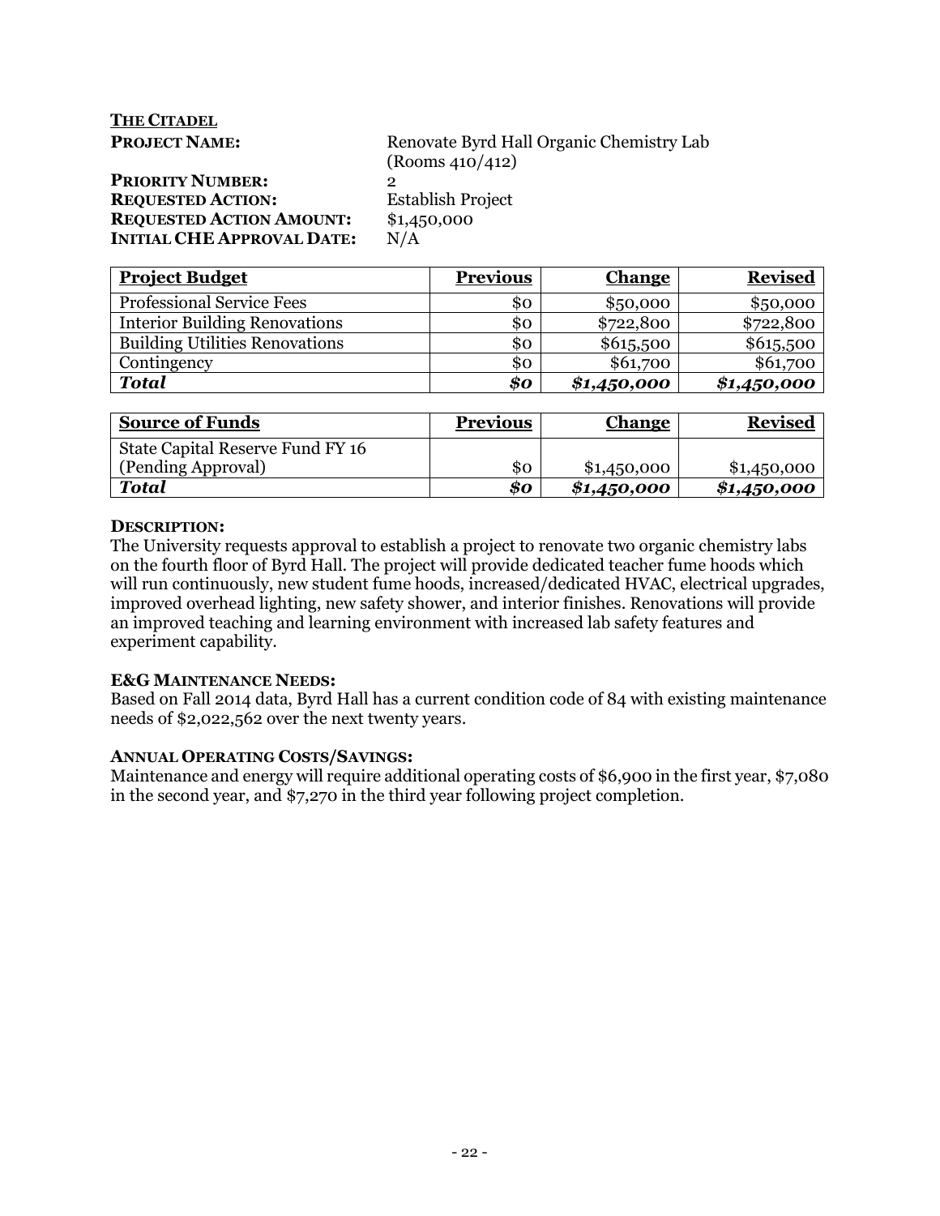**THE CITADEL**

**PROJECT NAME:** Renovate Byrd Hall Organic Chemistry Lab (Rooms 410/412)
**PRIORITY NUMBER:** 2
**REQUESTED ACTION:** Establish Project
**REQUESTED ACTION AMOUNT:** $1,450,000
**INITIAL CHE APPROVAL DATE:** N/A

| Project Budget | Previous | Change | Revised |
| --- | ---: | ---: | ---: |
| Professional Service Fees | $0 | $50,000 | $50,000 |
| Interior Building Renovations | $0 | $722,800 | $722,800 |
| Building Utilities Renovations | $0 | $615,500 | $615,500 |
| Contingency | $0 | $61,700 | $61,700 |
| ***Total*** | ***$0*** | ***$1,450,000*** | ***$1,450,000*** |

| Source of Funds | Previous | Change | Revised |
| --- | ---: | ---: | ---: |
| State Capital Reserve Fund FY 16 (Pending Approval) | $0 | $1,450,000 | $1,450,000 |
| ***Total*** | ***$0*** | ***$1,450,000*** | ***$1,450,000*** |

**DESCRIPTION:**
The University requests approval to establish a project to renovate two organic chemistry labs on the fourth floor of Byrd Hall. The project will provide dedicated teacher fume hoods which will run continuously, new student fume hoods, increased/dedicated HVAC, electrical upgrades, improved overhead lighting, new safety shower, and interior finishes. Renovations will provide an improved teaching and learning environment with increased lab safety features and experiment capability.

**E&G MAINTENANCE NEEDS:**
Based on Fall 2014 data, Byrd Hall has a current condition code of 84 with existing maintenance needs of $2,022,562 over the next twenty years.

**ANNUAL OPERATING COSTS/SAVINGS:**
Maintenance and energy will require additional operating costs of $6,900 in the first year, $7,080 in the second year, and $7,270 in the third year following project completion.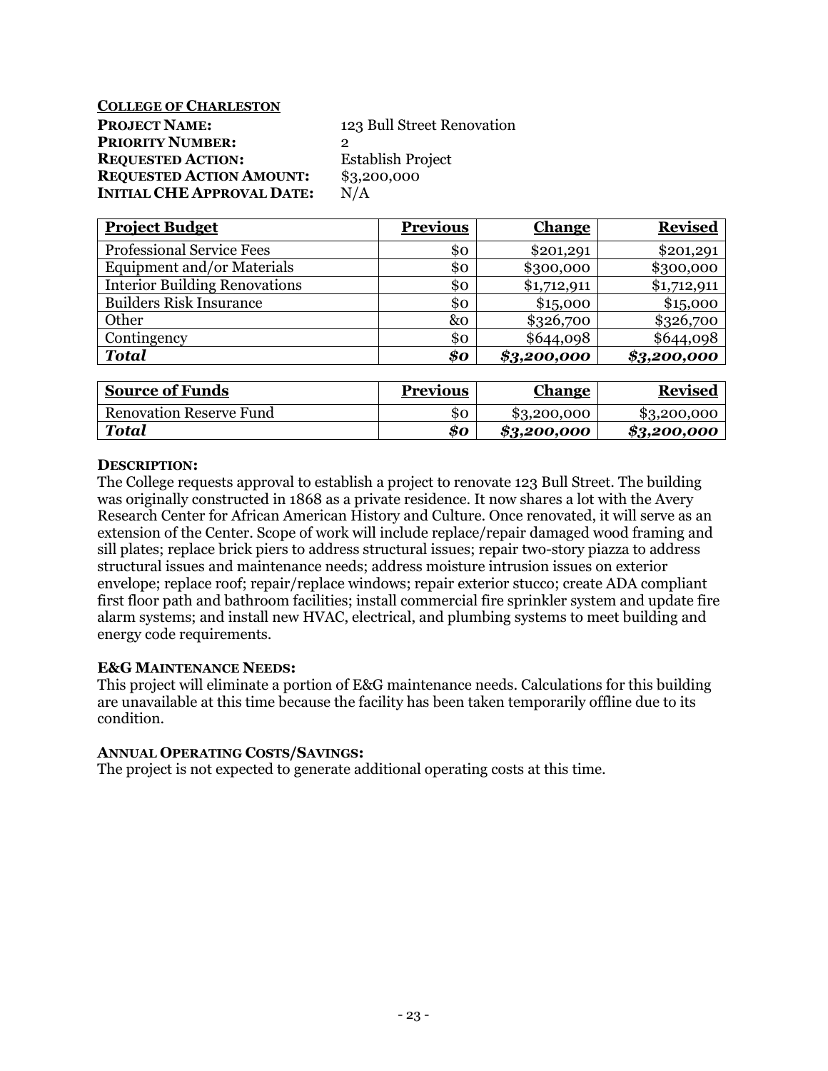**COLLEGE OF CHARLESTON**

**PROJECT NAME:** 123 Bull Street Renovation
**PRIORITY NUMBER:** 2
**REQUESTED ACTION:** Establish Project
**REQUESTED ACTION AMOUNT:** $3,200,000
**INITIAL CHE APPROVAL DATE:** N/A

| **Project Budget** | **Previous** | **Change** | **Revised** |
|---|---:|---:|---:|
| Professional Service Fees | $0 | $201,291 | $201,291 |
| Equipment and/or Materials | $0 | $300,000 | $300,000 |
| Interior Building Renovations | $0 | $1,712,911 | $1,712,911 |
| Builders Risk Insurance | $0 | $15,000 | $15,000 |
| Other | &0 | $326,700 | $326,700 |
| Contingency | $0 | $644,098 | $644,098 |
| ***Total*** | ***$0*** | ***$3,200,000*** | ***$3,200,000*** |

| **Source of Funds** | **Previous** | **Change** | **Revised** |
|---|---:|---:|---:|
| Renovation Reserve Fund | $0 | $3,200,000 | $3,200,000 |
| ***Total*** | ***$0*** | ***$3,200,000*** | ***$3,200,000*** |

**DESCRIPTION:**
The College requests approval to establish a project to renovate 123 Bull Street. The building was originally constructed in 1868 as a private residence. It now shares a lot with the Avery Research Center for African American History and Culture. Once renovated, it will serve as an extension of the Center. Scope of work will include replace/repair damaged wood framing and sill plates; replace brick piers to address structural issues; repair two-story piazza to address structural issues and maintenance needs; address moisture intrusion issues on exterior envelope; replace roof; repair/replace windows; repair exterior stucco; create ADA compliant first floor path and bathroom facilities; install commercial fire sprinkler system and update fire alarm systems; and install new HVAC, electrical, and plumbing systems to meet building and energy code requirements.

**E&G MAINTENANCE NEEDS:**
This project will eliminate a portion of E&G maintenance needs. Calculations for this building are unavailable at this time because the facility has been taken temporarily offline due to its condition.

**ANNUAL OPERATING COSTS/SAVINGS:**
The project is not expected to generate additional operating costs at this time.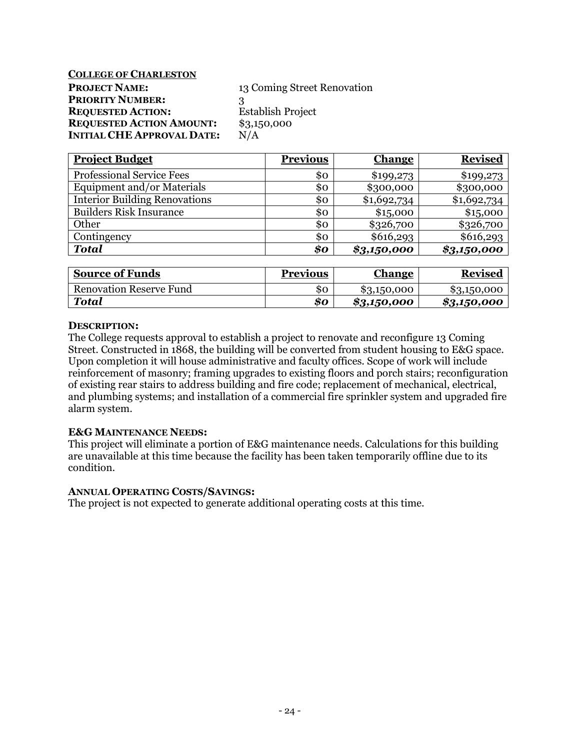**COLLEGE OF CHARLESTON**

**PROJECT NAME:** 13 Coming Street Renovation
**PRIORITY NUMBER:** 3
**REQUESTED ACTION:** Establish Project
**REQUESTED ACTION AMOUNT:** $3,150,000
**INITIAL CHE APPROVAL DATE:** N/A

| **Project Budget** | **Previous** | **Change** | **Revised** |
|---|---:|---:|---:|
| Professional Service Fees | $0 | $199,273 | $199,273 |
| Equipment and/or Materials | $0 | $300,000 | $300,000 |
| Interior Building Renovations | $0 | $1,692,734 | $1,692,734 |
| Builders Risk Insurance | $0 | $15,000 | $15,000 |
| Other | $0 | $326,700 | $326,700 |
| Contingency | $0 | $616,293 | $616,293 |
| ***Total*** | ***$0*** | ***$3,150,000*** | ***$3,150,000*** |

| **Source of Funds** | **Previous** | **Change** | **Revised** |
|---|---:|---:|---:|
| Renovation Reserve Fund | $0 | $3,150,000 | $3,150,000 |
| ***Total*** | ***$0*** | ***$3,150,000*** | ***$3,150,000*** |

**DESCRIPTION:**
The College requests approval to establish a project to renovate and reconfigure 13 Coming Street. Constructed in 1868, the building will be converted from student housing to E&G space. Upon completion it will house administrative and faculty offices. Scope of work will include reinforcement of masonry; framing upgrades to existing floors and porch stairs; reconfiguration of existing rear stairs to address building and fire code; replacement of mechanical, electrical, and plumbing systems; and installation of a commercial fire sprinkler system and upgraded fire alarm system.

**E&G MAINTENANCE NEEDS:**
This project will eliminate a portion of E&G maintenance needs. Calculations for this building are unavailable at this time because the facility has been taken temporarily offline due to its condition.

**ANNUAL OPERATING COSTS/SAVINGS:**
The project is not expected to generate additional operating costs at this time.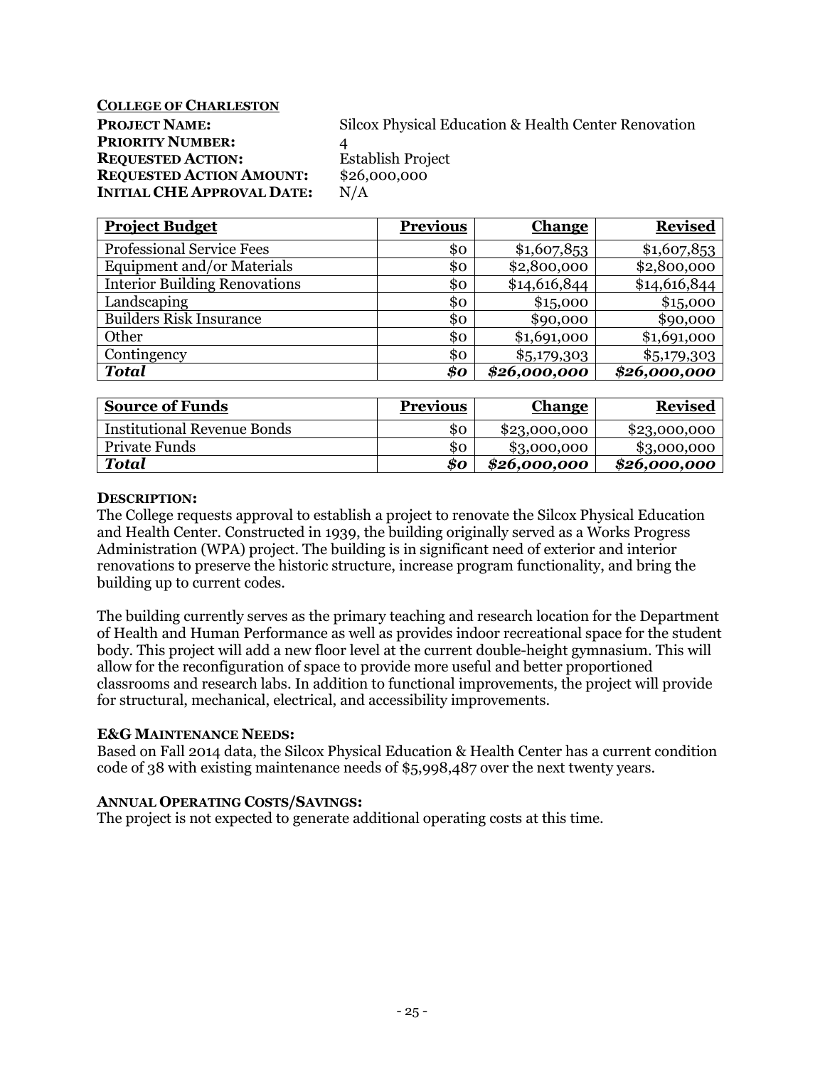**COLLEGE OF CHARLESTON**

**PROJECT NAME:** Silcox Physical Education & Health Center Renovation
**PRIORITY NUMBER:** 4
**REQUESTED ACTION:** Establish Project
**REQUESTED ACTION AMOUNT:** $26,000,000
**INITIAL CHE APPROVAL DATE:** N/A

| Project Budget | Previous | Change | Revised |
|---|---:|---:|---:|
| Professional Service Fees | $0 | $1,607,853 | $1,607,853 |
| Equipment and/or Materials | $0 | $2,800,000 | $2,800,000 |
| Interior Building Renovations | $0 | $14,616,844 | $14,616,844 |
| Landscaping | $0 | $15,000 | $15,000 |
| Builders Risk Insurance | $0 | $90,000 | $90,000 |
| Other | $0 | $1,691,000 | $1,691,000 |
| Contingency | $0 | $5,179,303 | $5,179,303 |
| ***Total*** | ***$0*** | ***$26,000,000*** | ***$26,000,000*** |

| Source of Funds | Previous | Change | Revised |
|---|---:|---:|---:|
| Institutional Revenue Bonds | $0 | $23,000,000 | $23,000,000 |
| Private Funds | $0 | $3,000,000 | $3,000,000 |
| ***Total*** | ***$0*** | ***$26,000,000*** | ***$26,000,000*** |

**DESCRIPTION:**

The College requests approval to establish a project to renovate the Silcox Physical Education and Health Center. Constructed in 1939, the building originally served as a Works Progress Administration (WPA) project. The building is in significant need of exterior and interior renovations to preserve the historic structure, increase program functionality, and bring the building up to current codes.

The building currently serves as the primary teaching and research location for the Department of Health and Human Performance as well as provides indoor recreational space for the student body. This project will add a new floor level at the current double-height gymnasium. This will allow for the reconfiguration of space to provide more useful and better proportioned classrooms and research labs. In addition to functional improvements, the project will provide for structural, mechanical, electrical, and accessibility improvements.

**E&G MAINTENANCE NEEDS:**

Based on Fall 2014 data, the Silcox Physical Education & Health Center has a current condition code of 38 with existing maintenance needs of $5,998,487 over the next twenty years.

**ANNUAL OPERATING COSTS/SAVINGS:**

The project is not expected to generate additional operating costs at this time.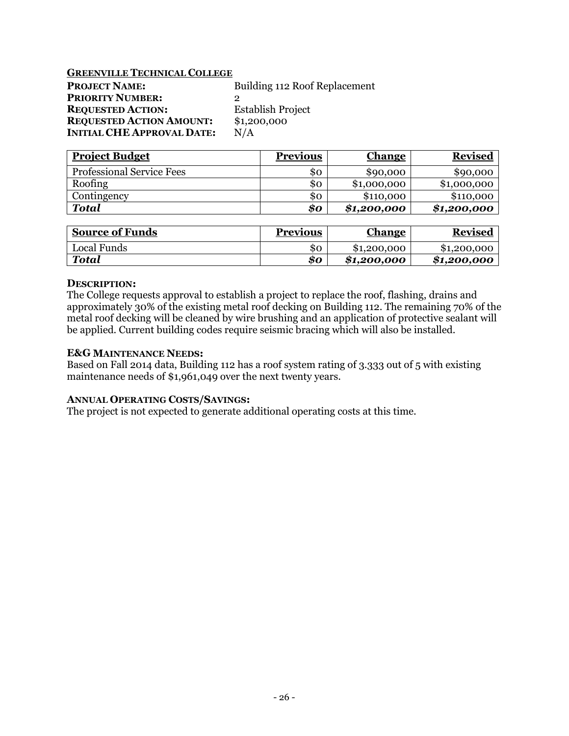**GREENVILLE TECHNICAL COLLEGE**

**PROJECT NAME:** Building 112 Roof Replacement
**PRIORITY NUMBER:** 2
**REQUESTED ACTION:** Establish Project
**REQUESTED ACTION AMOUNT:** $1,200,000
**INITIAL CHE APPROVAL DATE:** N/A

| Project Budget | Previous | Change | Revised |
| --- | ---: | ---: | ---: |
| Professional Service Fees | $0 | $90,000 | $90,000 |
| Roofing | $0 | $1,000,000 | $1,000,000 |
| Contingency | $0 | $110,000 | $110,000 |
| ***Total*** | ***$0*** | ***$1,200,000*** | ***$1,200,000*** |

| Source of Funds | Previous | Change | Revised |
| --- | ---: | ---: | ---: |
| Local Funds | $0 | $1,200,000 | $1,200,000 |
| ***Total*** | ***$0*** | ***$1,200,000*** | ***$1,200,000*** |

**DESCRIPTION:**
The College requests approval to establish a project to replace the roof, flashing, drains and approximately 30% of the existing metal roof decking on Building 112. The remaining 70% of the metal roof decking will be cleaned by wire brushing and an application of protective sealant will be applied. Current building codes require seismic bracing which will also be installed.

**E&G MAINTENANCE NEEDS:**
Based on Fall 2014 data, Building 112 has a roof system rating of 3.333 out of 5 with existing maintenance needs of $1,961,049 over the next twenty years.

**ANNUAL OPERATING COSTS/SAVINGS:**
The project is not expected to generate additional operating costs at this time.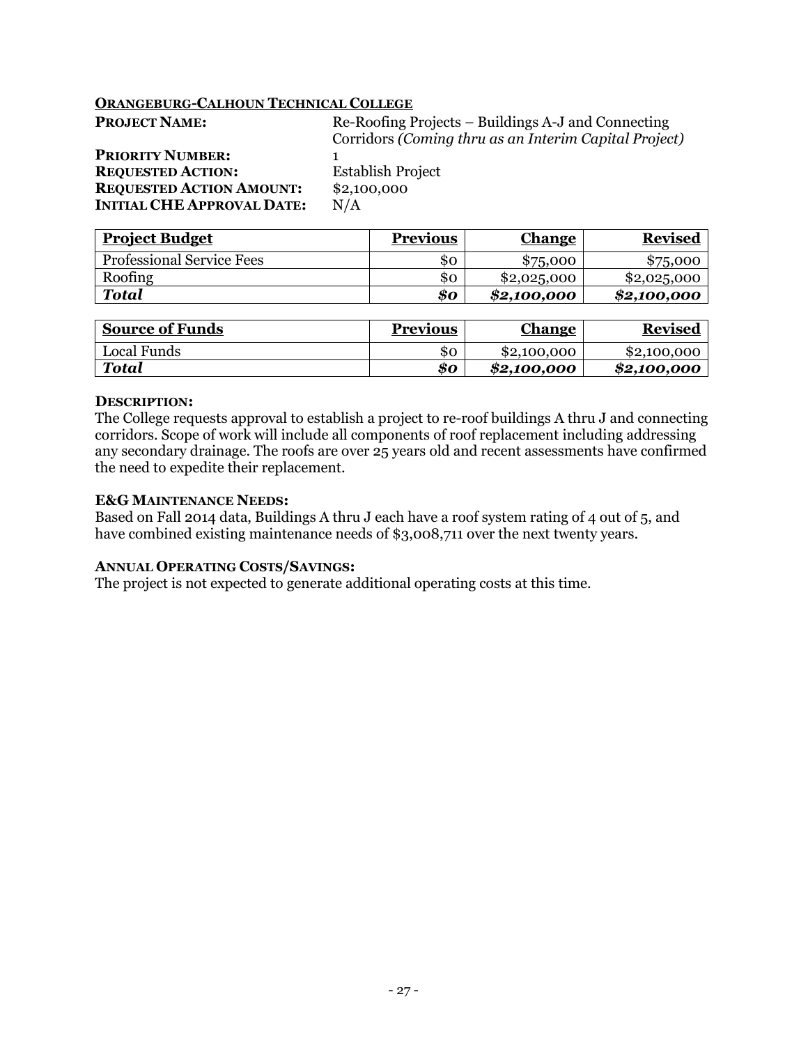**ORANGEBURG-CALHOUN TECHNICAL COLLEGE**

**PROJECT NAME:** Re-Roofing Projects – Buildings A-J and Connecting Corridors *(Coming thru as an Interim Capital Project)*
**PRIORITY NUMBER:** 1
**REQUESTED ACTION:** Establish Project
**REQUESTED ACTION AMOUNT:** $2,100,000
**INITIAL CHE APPROVAL DATE:** N/A

| Project Budget | Previous | Change | Revised |
|---|---|---|---|
| Professional Service Fees | $0 | $75,000 | $75,000 |
| Roofing | $0 | $2,025,000 | $2,025,000 |
| ***Total*** | ***$0*** | ***$2,100,000*** | ***$2,100,000*** |

| Source of Funds | Previous | Change | Revised |
|---|---|---|---|
| Local Funds | $0 | $2,100,000 | $2,100,000 |
| ***Total*** | ***$0*** | ***$2,100,000*** | ***$2,100,000*** |

**DESCRIPTION:**
The College requests approval to establish a project to re-roof buildings A thru J and connecting corridors. Scope of work will include all components of roof replacement including addressing any secondary drainage. The roofs are over 25 years old and recent assessments have confirmed the need to expedite their replacement.

**E&G MAINTENANCE NEEDS:**
Based on Fall 2014 data, Buildings A thru J each have a roof system rating of 4 out of 5, and have combined existing maintenance needs of $3,008,711 over the next twenty years.

**ANNUAL OPERATING COSTS/SAVINGS:**
The project is not expected to generate additional operating costs at this time.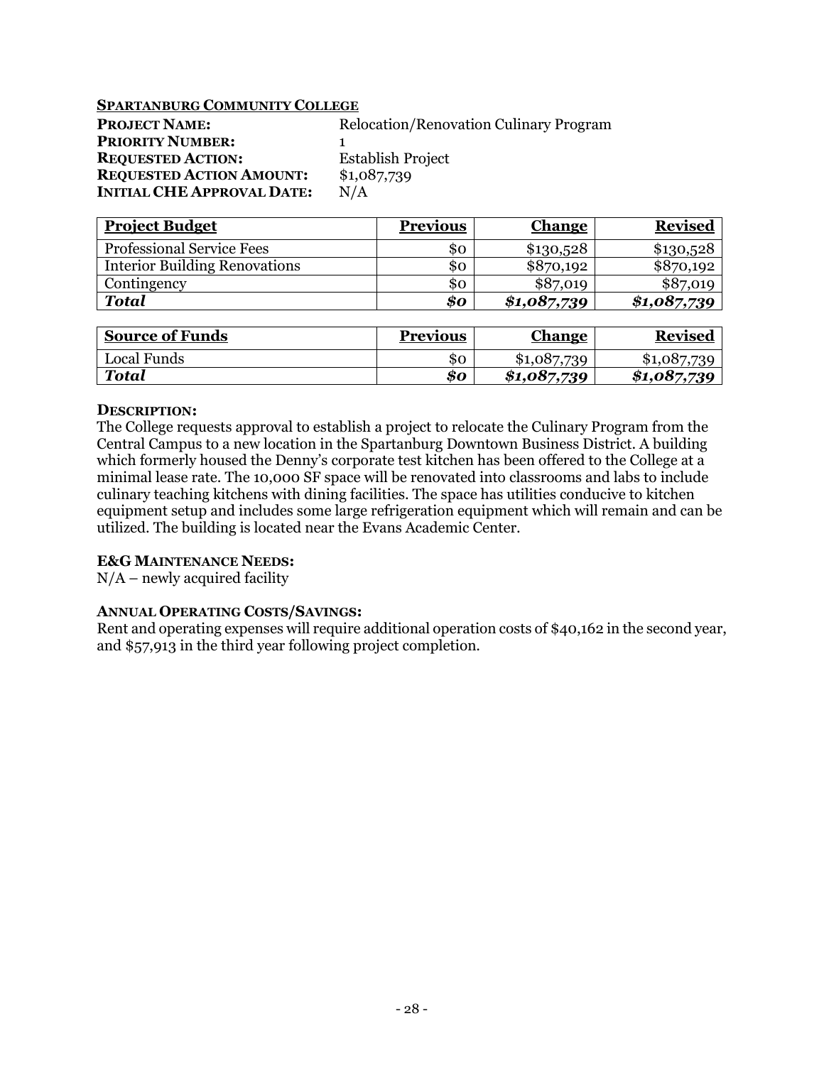**SPARTANBURG COMMUNITY COLLEGE**

**PROJECT NAME:** Relocation/Renovation Culinary Program
**PRIORITY NUMBER:** 1
**REQUESTED ACTION:** Establish Project
**REQUESTED ACTION AMOUNT:** $1,087,739
**INITIAL CHE APPROVAL DATE:** N/A

| Project Budget | Previous | Change | Revised |
|---|---:|---:|---:|
| Professional Service Fees | $0 | $130,528 | $130,528 |
| Interior Building Renovations | $0 | $870,192 | $870,192 |
| Contingency | $0 | $87,019 | $87,019 |
| ***Total*** | ***$0*** | ***$1,087,739*** | ***$1,087,739*** |

| Source of Funds | Previous | Change | Revised |
|---|---:|---:|---:|
| Local Funds | $0 | $1,087,739 | $1,087,739 |
| ***Total*** | ***$0*** | ***$1,087,739*** | ***$1,087,739*** |

**DESCRIPTION:**
The College requests approval to establish a project to relocate the Culinary Program from the Central Campus to a new location in the Spartanburg Downtown Business District. A building which formerly housed the Denny's corporate test kitchen has been offered to the College at a minimal lease rate. The 10,000 SF space will be renovated into classrooms and labs to include culinary teaching kitchens with dining facilities. The space has utilities conducive to kitchen equipment setup and includes some large refrigeration equipment which will remain and can be utilized. The building is located near the Evans Academic Center.

**E&G MAINTENANCE NEEDS:**
N/A – newly acquired facility

**ANNUAL OPERATING COSTS/SAVINGS:**
Rent and operating expenses will require additional operation costs of $40,162 in the second year, and $57,913 in the third year following project completion.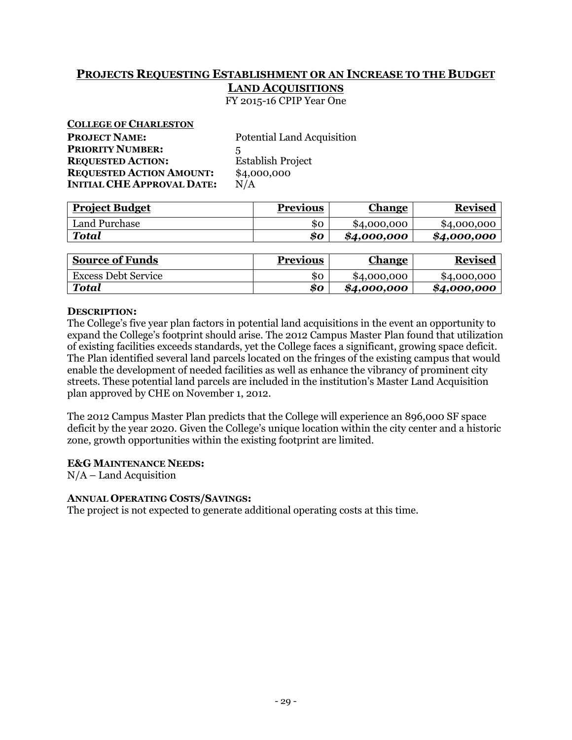## PROJECTS REQUESTING ESTABLISHMENT OR AN INCREASE TO THE BUDGET
## LAND ACQUISITIONS

FY 2015-16 CPIP Year One

**COLLEGE OF CHARLESTON**

**PROJECT NAME:** Potential Land Acquisition
**PRIORITY NUMBER:** 5
**REQUESTED ACTION:** Establish Project
**REQUESTED ACTION AMOUNT:** $4,000,000
**INITIAL CHE APPROVAL DATE:** N/A

| Project Budget | Previous | Change | Revised |
|---|---:|---:|---:|
| Land Purchase | $0 | $4,000,000 | $4,000,000 |
| ***Total*** | ***$0*** | ***$4,000,000*** | ***$4,000,000*** |

| Source of Funds | Previous | Change | Revised |
|---|---:|---:|---:|
| Excess Debt Service | $0 | $4,000,000 | $4,000,000 |
| ***Total*** | ***$0*** | ***$4,000,000*** | ***$4,000,000*** |

**DESCRIPTION:**

The College's five year plan factors in potential land acquisitions in the event an opportunity to expand the College's footprint should arise. The 2012 Campus Master Plan found that utilization of existing facilities exceeds standards, yet the College faces a significant, growing space deficit. The Plan identified several land parcels located on the fringes of the existing campus that would enable the development of needed facilities as well as enhance the vibrancy of prominent city streets. These potential land parcels are included in the institution's Master Land Acquisition plan approved by CHE on November 1, 2012.

The 2012 Campus Master Plan predicts that the College will experience an 896,000 SF space deficit by the year 2020. Given the College's unique location within the city center and a historic zone, growth opportunities within the existing footprint are limited.

**E&G MAINTENANCE NEEDS:**

N/A – Land Acquisition

**ANNUAL OPERATING COSTS/SAVINGS:**

The project is not expected to generate additional operating costs at this time.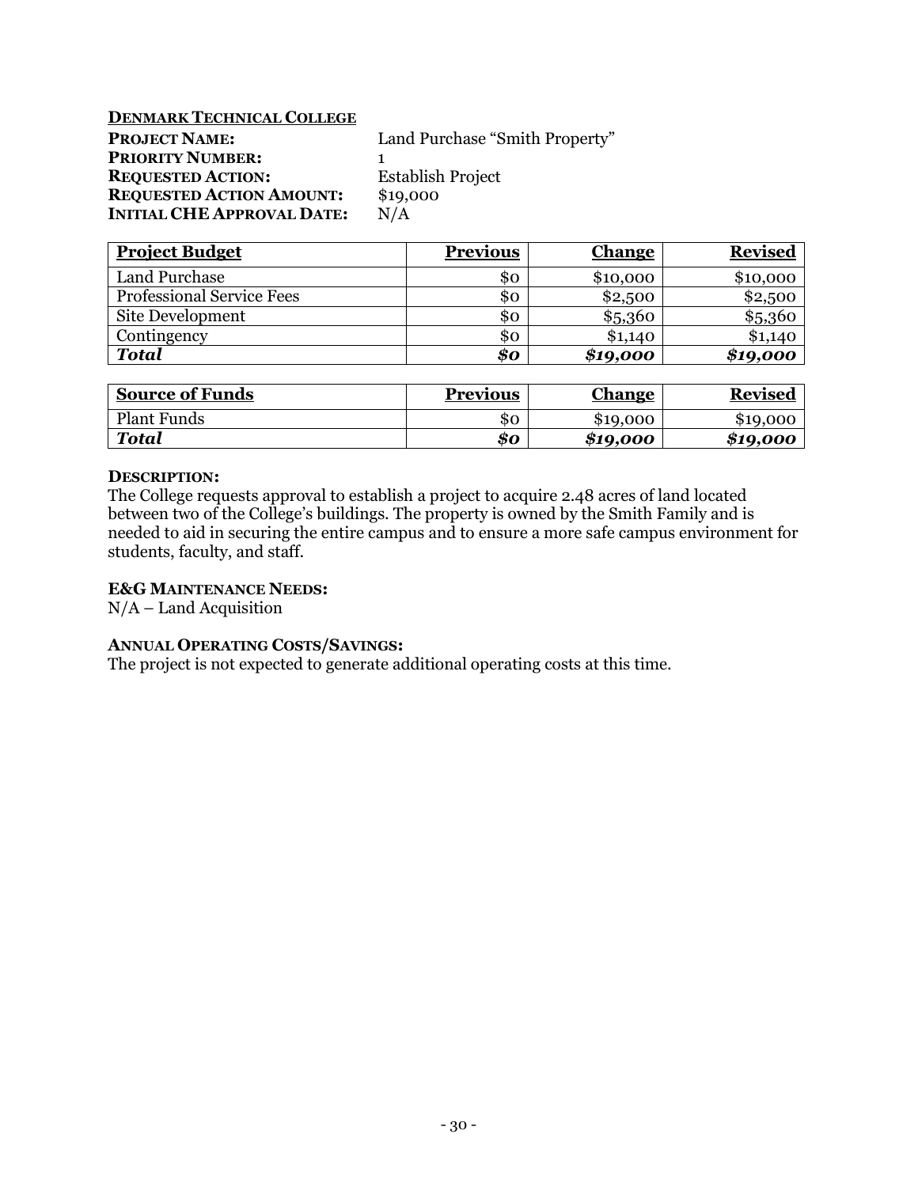**DENMARK TECHNICAL COLLEGE**

**PROJECT NAME:** Land Purchase "Smith Property"
**PRIORITY NUMBER:** 1
**REQUESTED ACTION:** Establish Project
**REQUESTED ACTION AMOUNT:** $19,000
**INITIAL CHE APPROVAL DATE:** N/A

| Project Budget | Previous | Change | Revised |
|---|---|---|---|
| Land Purchase | $0 | $10,000 | $10,000 |
| Professional Service Fees | $0 | $2,500 | $2,500 |
| Site Development | $0 | $5,360 | $5,360 |
| Contingency | $0 | $1,140 | $1,140 |
| ***Total*** | ***$0*** | ***$19,000*** | ***$19,000*** |

| Source of Funds | Previous | Change | Revised |
|---|---|---|---|
| Plant Funds | $0 | $19,000 | $19,000 |
| ***Total*** | ***$0*** | ***$19,000*** | ***$19,000*** |

**DESCRIPTION:**
The College requests approval to establish a project to acquire 2.48 acres of land located between two of the College's buildings. The property is owned by the Smith Family and is needed to aid in securing the entire campus and to ensure a more safe campus environment for students, faculty, and staff.

**E&G MAINTENANCE NEEDS:**
N/A – Land Acquisition

**ANNUAL OPERATING COSTS/SAVINGS:**
The project is not expected to generate additional operating costs at this time.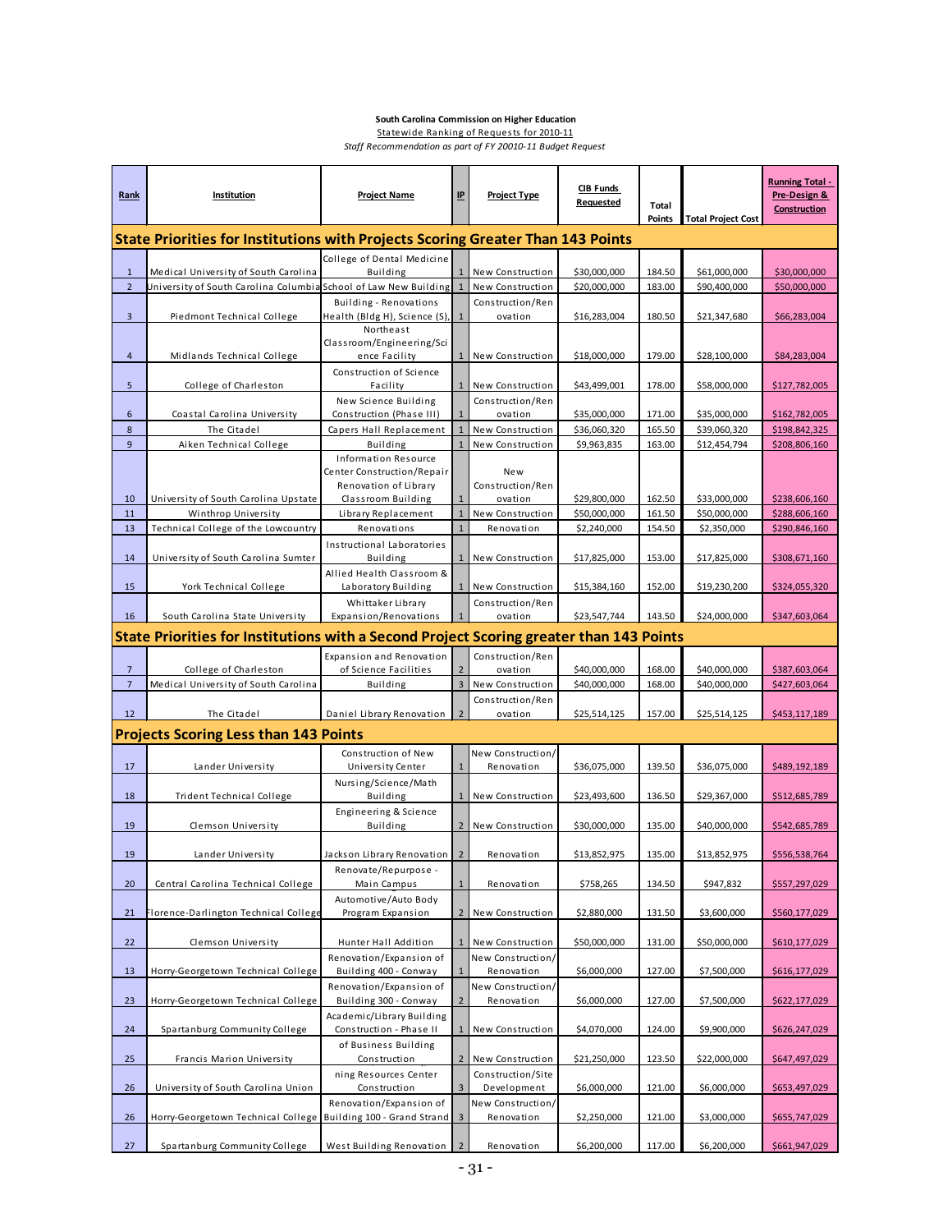**South Carolina Commission on Higher Education**

Statewide Ranking of Requests for 2010-11

*Staff Recommendation as part of FY 20010-11 Budget Request*

| Rank | Institution | Project Name | IP | Project Type | CIB Funds Requested | Total Points | Total Project Cost | Running Total - Pre-Design & Construction |
|---|---|---|---|---|---|---|---|---|
| **State Priorities for Institutions with Projects Scoring Greater Than 143 Points** | | | | | | | | |
| 1 | Medical University of South Carolina | College of Dental Medicine Building | 1 | New Construction | $30,000,000 | 184.50 | $61,000,000 | $30,000,000 |
| 2 | University of South Carolina Columbia | School of Law New Building | 1 | New Construction | $20,000,000 | 183.00 | $90,400,000 | $50,000,000 |
| 3 | Piedmont Technical College | Building - Renovations Health (Bldg H), Science (S), | 1 | Construction/Renovation | $16,283,004 | 180.50 | $21,347,680 | $66,283,004 |
| 4 | Midlands Technical College | Northeast Classroom/Engineering/Science Facility | 1 | New Construction | $18,000,000 | 179.00 | $28,100,000 | $84,283,004 |
| 5 | College of Charleston | Construction of Science Facility | 1 | New Construction | $43,499,001 | 178.00 | $58,000,000 | $127,782,005 |
| 6 | Coastal Carolina University | New Science Building Construction (Phase III) | 1 | Construction/Renovation | $35,000,000 | 171.00 | $35,000,000 | $162,782,005 |
| 8 | The Citadel | Capers Hall Replacement | 1 | New Construction | $36,060,320 | 165.50 | $39,060,320 | $198,842,325 |
| 9 | Aiken Technical College | Building | 1 | New Construction | $9,963,835 | 163.00 | $12,454,794 | $208,806,160 |
| 10 | University of South Carolina Upstate | Information Resource Center Construction/Repair Renovation of Library Classroom Building | 1 | New Construction/Renovation | $29,800,000 | 162.50 | $33,000,000 | $238,606,160 |
| 11 | Winthrop University | Library Replacement | 1 | New Construction | $50,000,000 | 161.50 | $50,000,000 | $288,606,160 |
| 13 | Technical College of the Lowcountry | Renovations | 1 | Renovation | $2,240,000 | 154.50 | $2,350,000 | $290,846,160 |
| 14 | University of South Carolina Sumter | Instructional Laboratories Building | 1 | New Construction | $17,825,000 | 153.00 | $17,825,000 | $308,671,160 |
| 15 | York Technical College | Allied Health Classroom & Laboratory Building | 1 | New Construction | $15,384,160 | 152.00 | $19,230,200 | $324,055,320 |
| 16 | South Carolina State University | Whittaker Library Expansion/Renovations | 1 | Construction/Renovation | $23,547,744 | 143.50 | $24,000,000 | $347,603,064 |
| **State Priorities for Institutions with a Second Project Scoring greater than 143 Points** | | | | | | | | |
| 7 | College of Charleston | Expansion and Renovation of Science Facilities | 2 | Construction/Renovation | $40,000,000 | 168.00 | $40,000,000 | $387,603,064 |
| 7 | Medical University of South Carolina | Building | 3 | New Construction | $40,000,000 | 168.00 | $40,000,000 | $427,603,064 |
| 12 | The Citadel | Daniel Library Renovation | 2 | Construction/Renovation | $25,514,125 | 157.00 | $25,514,125 | $453,117,189 |
| **Projects Scoring Less than 143 Points** | | | | | | | | |
| 17 | Lander University | Construction of New University Center | 1 | New Construction/Renovation | $36,075,000 | 139.50 | $36,075,000 | $489,192,189 |
| 18 | Trident Technical College | Nursing/Science/Math Building | 1 | New Construction | $23,493,600 | 136.50 | $29,367,000 | $512,685,789 |
| 19 | Clemson University | Engineering & Science Building | 2 | New Construction | $30,000,000 | 135.00 | $40,000,000 | $542,685,789 |
| 19 | Lander University | Jackson Library Renovation | 2 | Renovation | $13,852,975 | 135.00 | $13,852,975 | $556,538,764 |
| 20 | Central Carolina Technical College | Renovate/Repurpose - Main Campus | 1 | Renovation | $758,265 | 134.50 | $947,832 | $557,297,029 |
| 21 | Florence-Darlington Technical College | Automotive/Auto Body Program Expansion | 2 | New Construction | $2,880,000 | 131.50 | $3,600,000 | $560,177,029 |
| 22 | Clemson University | Hunter Hall Addition | 1 | New Construction | $50,000,000 | 131.00 | $50,000,000 | $610,177,029 |
| 13 | Horry-Georgetown Technical College | Renovation/Expansion of Building 400 - Conway | 1 | New Construction/Renovation | $6,000,000 | 127.00 | $7,500,000 | $616,177,029 |
| 23 | Horry-Georgetown Technical College | Renovation/Expansion of Building 300 - Conway | 2 | New Construction/Renovation | $6,000,000 | 127.00 | $7,500,000 | $622,177,029 |
| 24 | Spartanburg Community College | Academic/Library Building Construction - Phase II | 1 | New Construction | $4,070,000 | 124.00 | $9,900,000 | $626,247,029 |
| 25 | Francis Marion University | of Business Building Construction | 2 | New Construction | $21,250,000 | 123.50 | $22,000,000 | $647,497,029 |
| 26 | University of South Carolina Union | ning Resources Center Construction | 3 | Construction/Site Development | $6,000,000 | 121.00 | $6,000,000 | $653,497,029 |
| 26 | Horry-Georgetown Technical College | Renovation/Expansion of Building 100 - Grand Strand | 3 | New Construction/Renovation | $2,250,000 | 121.00 | $3,000,000 | $655,747,029 |
| 27 | Spartanburg Community College | West Building Renovation | 2 | Renovation | $6,200,000 | 117.00 | $6,200,000 | $661,947,029 |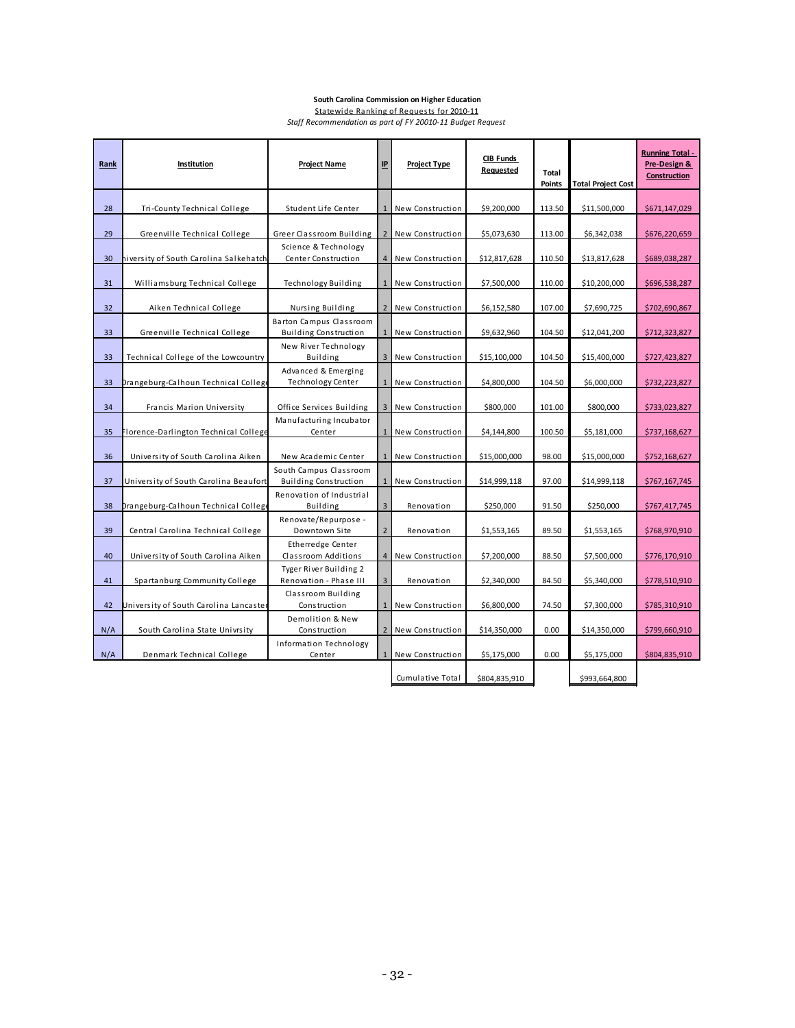**South Carolina Commission on Higher Education**

Statewide Ranking of Requests for 2010-11

*Staff Recommendation as part of FY 20010-11 Budget Request*

| Rank | Institution | Project Name | IP | Project Type | CIB Funds Requested | Total Points | Total Project Cost | Running Total - Pre-Design & Construction |
|---|---|---|---|---|---|---|---|---|
| 28 | Tri-County Technical College | Student Life Center | 1 | New Construction | $9,200,000 | 113.50 | $11,500,000 | $671,147,029 |
| 29 | Greenville Technical College | Greer Classroom Building | 2 | New Construction | $5,073,630 | 113.00 | $6,342,038 | $676,220,659 |
| 30 | niversity of South Carolina Salkehatch | Science & Technology Center Construction | 4 | New Construction | $12,817,628 | 110.50 | $13,817,628 | $689,038,287 |
| 31 | Williamsburg Technical College | Technology Building | 1 | New Construction | $7,500,000 | 110.00 | $10,200,000 | $696,538,287 |
| 32 | Aiken Technical College | Nursing Building | 2 | New Construction | $6,152,580 | 107.00 | $7,690,725 | $702,690,867 |
| 33 | Greenville Technical College | Barton Campus Classroom Building Construction | 1 | New Construction | $9,632,960 | 104.50 | $12,041,200 | $712,323,827 |
| 33 | Technical College of the Lowcountry | New River Technology Building | 3 | New Construction | $15,100,000 | 104.50 | $15,400,000 | $727,423,827 |
| 33 | Drangeburg-Calhoun Technical College | Advanced & Emerging Technology Center | 1 | New Construction | $4,800,000 | 104.50 | $6,000,000 | $732,223,827 |
| 34 | Francis Marion University | Office Services Building | 3 | New Construction | $800,000 | 101.00 | $800,000 | $733,023,827 |
| 35 | Florence-Darlington Technical College | Manufacturing Incubator Center | 1 | New Construction | $4,144,800 | 100.50 | $5,181,000 | $737,168,627 |
| 36 | University of South Carolina Aiken | New Academic Center | 1 | New Construction | $15,000,000 | 98.00 | $15,000,000 | $752,168,627 |
| 37 | University of South Carolina Beaufort | South Campus Classroom Building Construction | 1 | New Construction | $14,999,118 | 97.00 | $14,999,118 | $767,167,745 |
| 38 | Drangeburg-Calhoun Technical College | Renovation of Industrial Building | 3 | Renovation | $250,000 | 91.50 | $250,000 | $767,417,745 |
| 39 | Central Carolina Technical College | Renovate/Repurpose - Downtown Site | 2 | Renovation | $1,553,165 | 89.50 | $1,553,165 | $768,970,910 |
| 40 | University of South Carolina Aiken | Etherredge Center Classroom Additions | 4 | New Construction | $7,200,000 | 88.50 | $7,500,000 | $776,170,910 |
| 41 | Spartanburg Community College | Tyger River Building 2 Renovation - Phase III | 3 | Renovation | $2,340,000 | 84.50 | $5,340,000 | $778,510,910 |
| 42 | University of South Carolina Lancaster | Classroom Building Construction | 1 | New Construction | $6,800,000 | 74.50 | $7,300,000 | $785,310,910 |
| N/A | South Carolina State Univrsity | Demolition & New Construction | 2 | New Construction | $14,350,000 | 0.00 | $14,350,000 | $799,660,910 |
| N/A | Denmark Technical College | Information Technology Center | 1 | New Construction | $5,175,000 | 0.00 | $5,175,000 | $804,835,910 |
| | | | | Cumulative Total | $804,835,910 | | $993,664,800 | |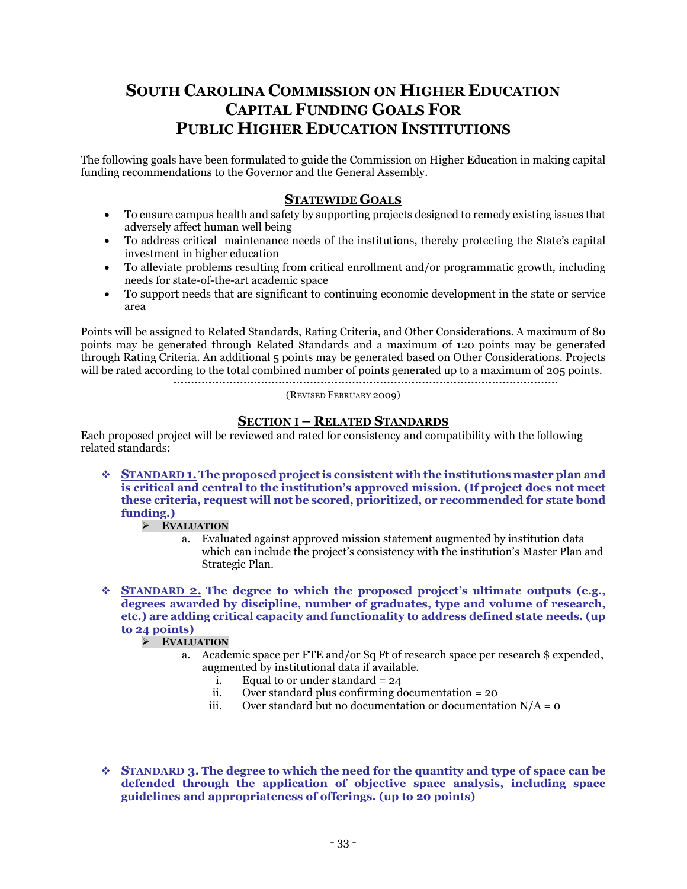# South Carolina Commission on Higher Education Capital Funding Goals For Public Higher Education Institutions

The following goals have been formulated to guide the Commission on Higher Education in making capital funding recommendations to the Governor and the General Assembly.

## Statewide Goals

- To ensure campus health and safety by supporting projects designed to remedy existing issues that adversely affect human well being
- To address critical maintenance needs of the institutions, thereby protecting the State's capital investment in higher education
- To alleviate problems resulting from critical enrollment and/or programmatic growth, including needs for state-of-the-art academic space
- To support needs that are significant to continuing economic development in the state or service area

Points will be assigned to Related Standards, Rating Criteria, and Other Considerations. A maximum of 80 points may be generated through Related Standards and a maximum of 120 points may be generated through Rating Criteria. An additional 5 points may be generated based on Other Considerations. Projects will be rated according to the total combined number of points generated up to a maximum of 205 points.

(Revised February 2009)

## Section I – Related Standards

Each proposed project will be reviewed and rated for consistency and compatibility with the following related standards:

- **Standard 1. The proposed project is consistent with the institutions master plan and is critical and central to the institution's approved mission. (If project does not meet these criteria, request will not be scored, prioritized, or recommended for state bond funding.)**
  - **Evaluation**
    - a. Evaluated against approved mission statement augmented by institution data which can include the project's consistency with the institution's Master Plan and Strategic Plan.

- **Standard 2. The degree to which the proposed project's ultimate outputs (e.g., degrees awarded by discipline, number of graduates, type and volume of research, etc.) are adding critical capacity and functionality to address defined state needs. (up to 24 points)**
  - **Evaluation**
    - a. Academic space per FTE and/or Sq Ft of research space per research $ expended, augmented by institutional data if available.
      - i. Equal to or under standard = 24
      - ii. Over standard plus confirming documentation = 20
      - iii. Over standard but no documentation or documentation N/A = 0

- **Standard 3. The degree to which the need for the quantity and type of space can be defended through the application of objective space analysis, including space guidelines and appropriateness of offerings. (up to 20 points)**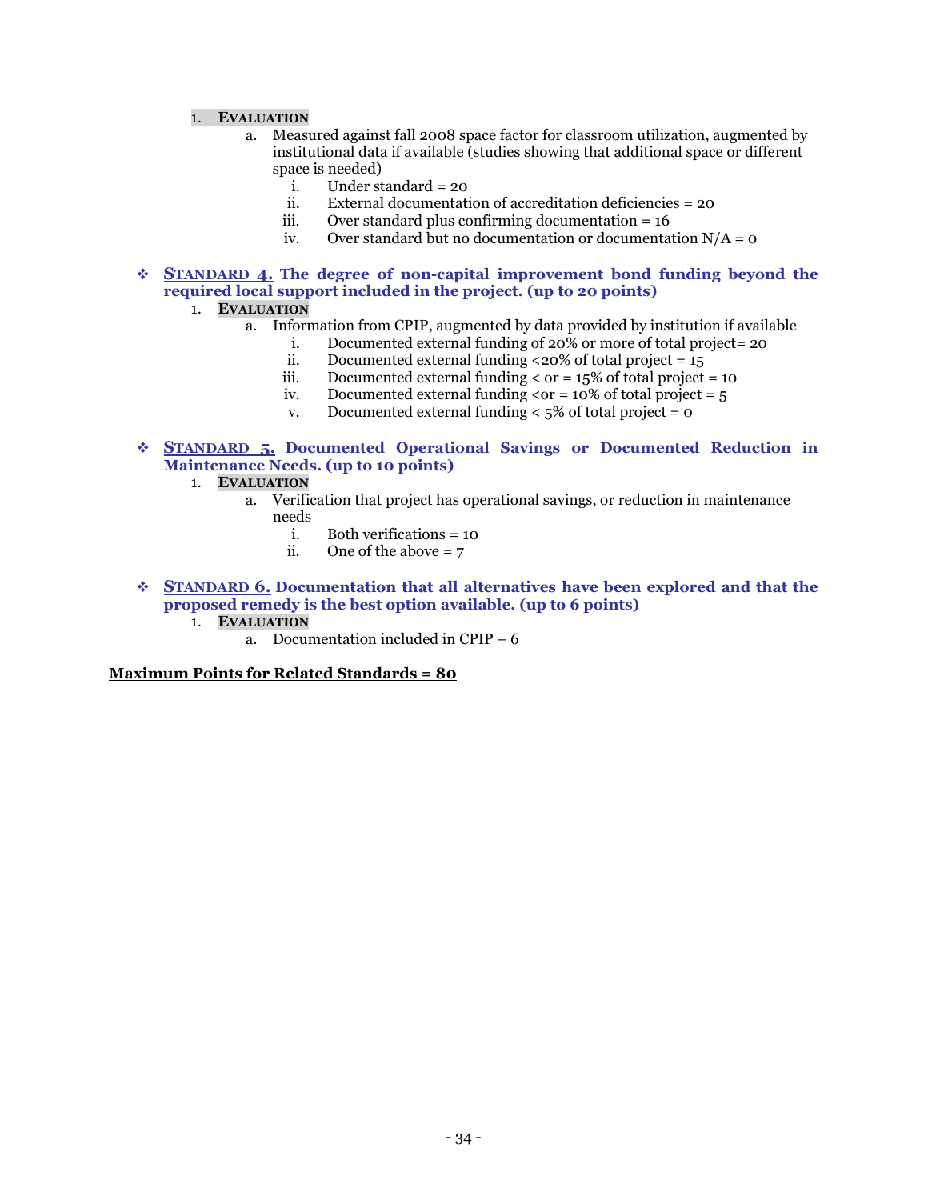1. **EVALUATION**
    a. Measured against fall 2008 space factor for classroom utilization, augmented by institutional data if available (studies showing that additional space or different space is needed)
        i. Under standard = 20
        ii. External documentation of accreditation deficiencies = 20
        iii. Over standard plus confirming documentation = 16
        iv. Over standard but no documentation or documentation N/A = 0

❖ **STANDARD 4. The degree of non-capital improvement bond funding beyond the required local support included in the project. (up to 20 points)**

1. **EVALUATION**
    a. Information from CPIP, augmented by data provided by institution if available
        i. Documented external funding of 20% or more of total project= 20
        ii. Documented external funding <20% of total project = 15
        iii. Documented external funding < or = 15% of total project = 10
        iv. Documented external funding <or = 10% of total project = 5
        v. Documented external funding < 5% of total project = 0

❖ **STANDARD 5. Documented Operational Savings or Documented Reduction in Maintenance Needs. (up to 10 points)**

1. **EVALUATION**
    a. Verification that project has operational savings, or reduction in maintenance needs
        i. Both verifications = 10
        ii. One of the above = 7

❖ **STANDARD 6. Documentation that all alternatives have been explored and that the proposed remedy is the best option available. (up to 6 points)**

1. **EVALUATION**
    a. Documentation included in CPIP – 6

**Maximum Points for Related Standards = 80**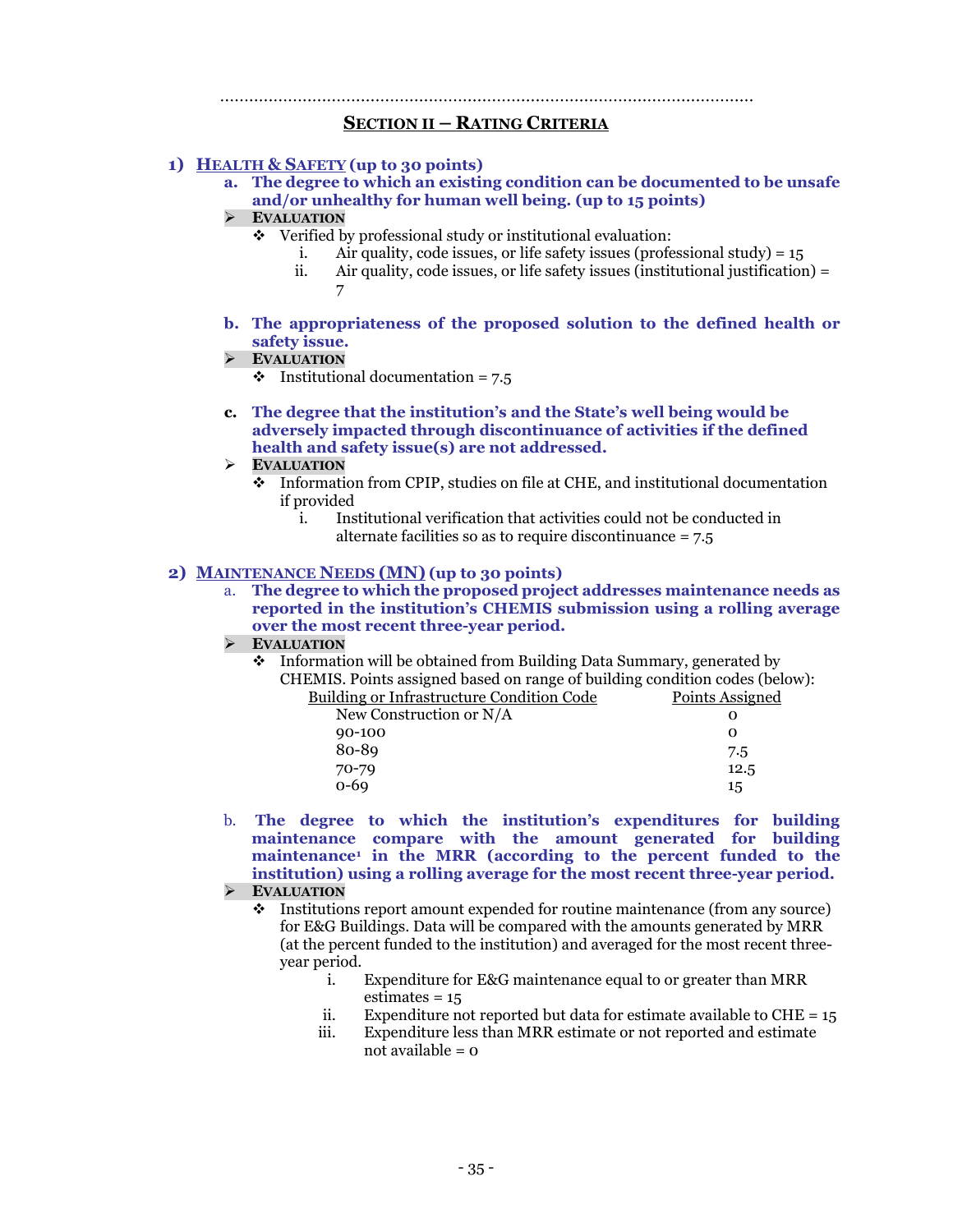## SECTION II – RATING CRITERIA

### 1) HEALTH & SAFETY (up to 30 points)

**a. The degree to which an existing condition can be documented to be unsafe and/or unhealthy for human well being. (up to 15 points)**

- **EVALUATION**
  - Verified by professional study or institutional evaluation:
    1. Air quality, code issues, or life safety issues (professional study) = 15
    2. Air quality, code issues, or life safety issues (institutional justification) = 7

**b. The appropriateness of the proposed solution to the defined health or safety issue.**

- **EVALUATION**
  - Institutional documentation = 7.5

**c. The degree that the institution's and the State's well being would be adversely impacted through discontinuance of activities if the defined health and safety issue(s) are not addressed.**

- **EVALUATION**
  - Information from CPIP, studies on file at CHE, and institutional documentation if provided
    1. Institutional verification that activities could not be conducted in alternate facilities so as to require discontinuance = 7.5

### 2) MAINTENANCE NEEDS (MN) (up to 30 points)

a. **The degree to which the proposed project addresses maintenance needs as reported in the institution's CHEMIS submission using a rolling average over the most recent three-year period.**

- **EVALUATION**
  - Information will be obtained from Building Data Summary, generated by CHEMIS. Points assigned based on range of building condition codes (below):

| Building or Infrastructure Condition Code | Points Assigned |
|---|---|
| New Construction or N/A | 0 |
| 90-100 | 0 |
| 80-89 | 7.5 |
| 70-79 | 12.5 |
| 0-69 | 15 |

b. **The degree to which the institution's expenditures for building maintenance compare with the amount generated for building maintenance[1] in the MRR (according to the percent funded to the institution) using a rolling average for the most recent three-year period.**

- **EVALUATION**
  - Institutions report amount expended for routine maintenance (from any source) for E&G Buildings. Data will be compared with the amounts generated by MRR (at the percent funded to the institution) and averaged for the most recent three-year period.
    1. Expenditure for E&G maintenance equal to or greater than MRR estimates = 15
    2. Expenditure not reported but data for estimate available to CHE = 15
    3. Expenditure less than MRR estimate or not reported and estimate not available = 0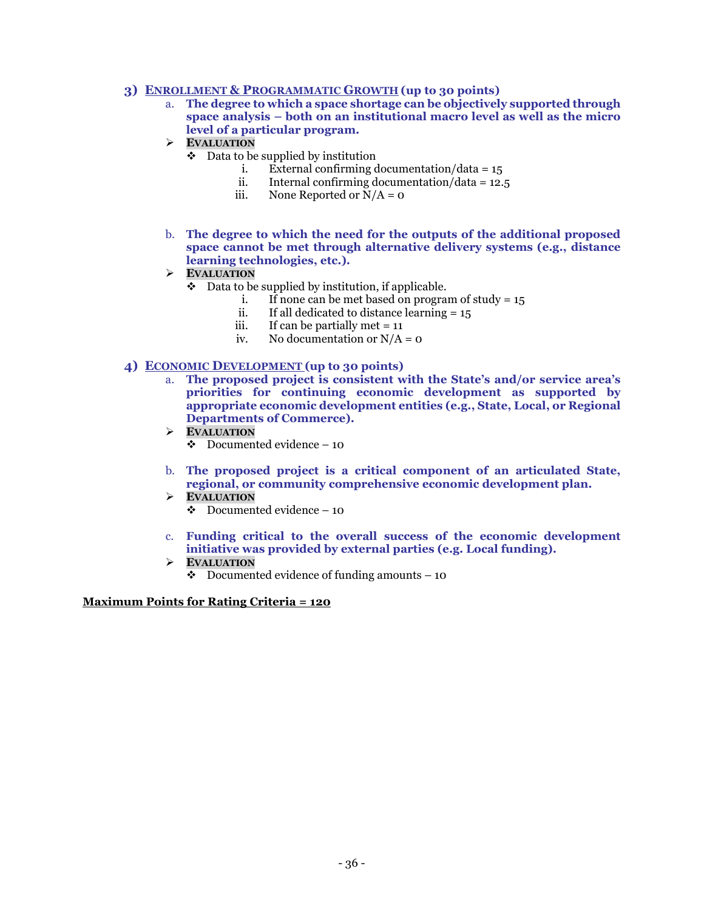### 3) ENROLLMENT & PROGRAMMATIC GROWTH (up to 30 points)

a. **The degree to which a space shortage can be objectively supported through space analysis – both on an institutional macro level as well as the micro level of a particular program.**

- **EVALUATION**
  - Data to be supplied by institution
    - i. External confirming documentation/data = 15
    - ii. Internal confirming documentation/data = 12.5
    - iii. None Reported or N/A = 0

b. **The degree to which the need for the outputs of the additional proposed space cannot be met through alternative delivery systems (e.g., distance learning technologies, etc.).**

- **EVALUATION**
  - Data to be supplied by institution, if applicable.
    - i. If none can be met based on program of study = 15
    - ii. If all dedicated to distance learning = 15
    - iii. If can be partially met = 11
    - iv. No documentation or N/A = 0

### 4) ECONOMIC DEVELOPMENT (up to 30 points)

a. **The proposed project is consistent with the State's and/or service area's priorities for continuing economic development as supported by appropriate economic development entities (e.g., State, Local, or Regional Departments of Commerce).**

- **EVALUATION**
  - Documented evidence – 10

b. **The proposed project is a critical component of an articulated State, regional, or community comprehensive economic development plan.**

- **EVALUATION**
  - Documented evidence – 10

c. **Funding critical to the overall success of the economic development initiative was provided by external parties (e.g. Local funding).**

- **EVALUATION**
  - Documented evidence of funding amounts – 10

**Maximum Points for Rating Criteria = 120**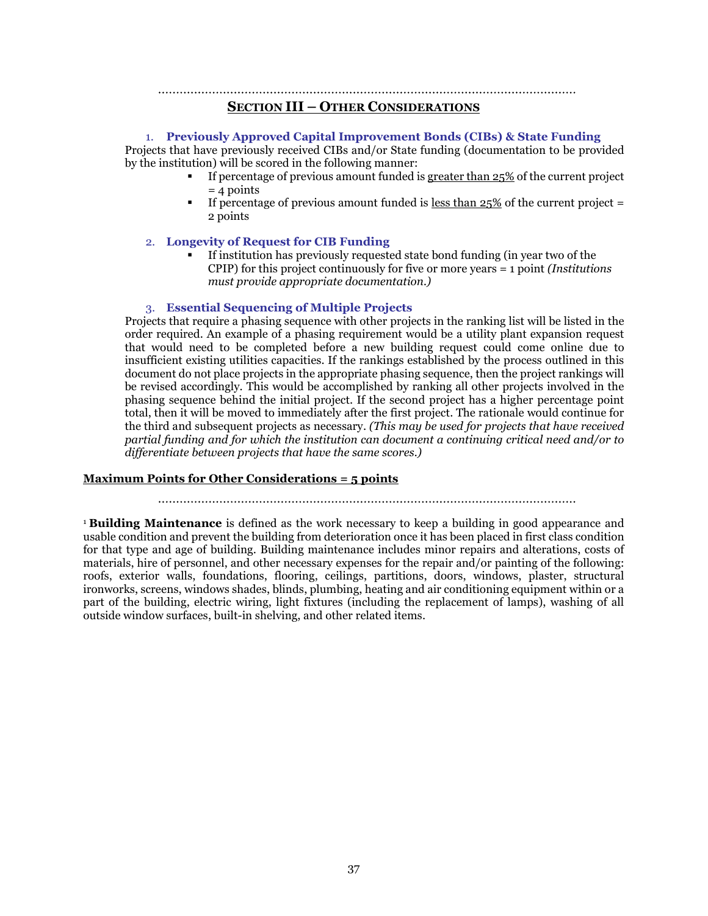## SECTION III – OTHER CONSIDERATIONS

### 1. Previously Approved Capital Improvement Bonds (CIBs) & State Funding

Projects that have previously received CIBs and/or State funding (documentation to be provided by the institution) will be scored in the following manner:

- If percentage of previous amount funded is <u>greater than 25%</u> of the current project = 4 points
- If percentage of previous amount funded is <u>less than 25%</u> of the current project = 2 points

### 2. Longevity of Request for CIB Funding

- If institution has previously requested state bond funding (in year two of the CPIP) for this project continuously for five or more years = 1 point *(Institutions must provide appropriate documentation.)*

### 3. Essential Sequencing of Multiple Projects

Projects that require a phasing sequence with other projects in the ranking list will be listed in the order required. An example of a phasing requirement would be a utility plant expansion request that would need to be completed before a new building request could come online due to insufficient existing utilities capacities. If the rankings established by the process outlined in this document do not place projects in the appropriate phasing sequence, then the project rankings will be revised accordingly. This would be accomplished by ranking all other projects involved in the phasing sequence behind the initial project. If the second project has a higher percentage point total, then it will be moved to immediately after the first project. The rationale would continue for the third and subsequent projects as necessary. *(This may be used for projects that have received partial funding and for which the institution can document a continuing critical need and/or to differentiate between projects that have the same scores.)*

**<u>Maximum Points for Other Considerations = 5 points</u>**

---

[1] **Building Maintenance** is defined as the work necessary to keep a building in good appearance and usable condition and prevent the building from deterioration once it has been placed in first class condition for that type and age of building. Building maintenance includes minor repairs and alterations, costs of materials, hire of personnel, and other necessary expenses for the repair and/or painting of the following: roofs, exterior walls, foundations, flooring, ceilings, partitions, doors, windows, plaster, structural ironworks, screens, windows shades, blinds, plumbing, heating and air conditioning equipment within or a part of the building, electric wiring, light fixtures (including the replacement of lamps), washing of all outside window surfaces, built-in shelving, and other related items.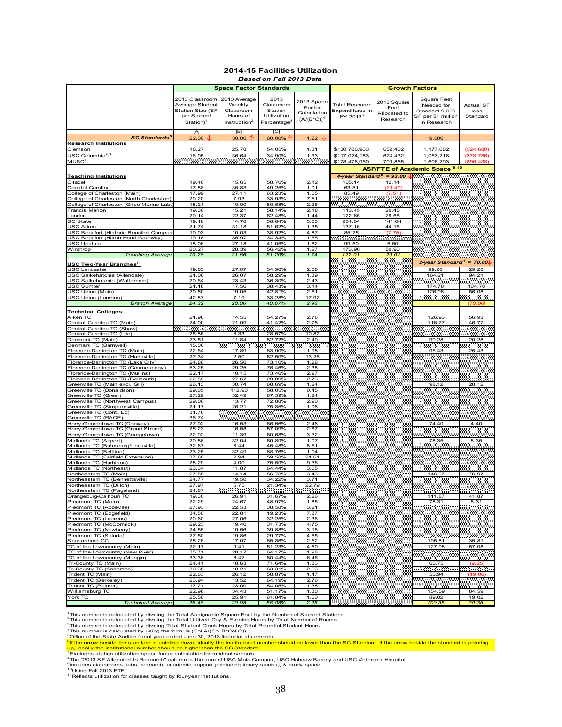## 2014-15 Facilities Utilization

*Based on Fall 2013 Data*

| | Space Factor Standards | | | | Growth Factors | | | |
|---|---|---|---|---|---|---|---|---|
| | 2013 Classroom Average Student Station Size (SF per Student Station)[1] | 2013 Average Weekly Classroom Hours of Instruction[2] | 2013 Classroom Station Utilization Percentage[3] | 2013 Space Factor Calculation [A/(B*C)][4] | Total Research Expenditures in FY 2013[5] | 2013 Square Feet Allocated to Research | Square Feet Needed for Standard 9,000 SF per $1 million in Research | Actual SF less Standard |
| | [A] | [B] | [C] | | | | | |
| **SC Standards[6]** | 22.00 ↓ | 30.00 ↑ | 60.00% ↑ | 1.22 ↓ | | | 9,000 | |
| **Research Institutions** | | | | | | | | |
| Clemson | 18.27 | 25.78 | 54.05% | 1.31 | $130,786,903 | 652,402 | 1,177,082 | (524,680) |
| USC Columbia[7,8] | 16.95 | 36.64 | 34.90% | 1.33 | $117,024,183 | 674,432 | 1,053,218 | (378,786) |
| MUSC[7] | | | | | $178,476,950 | 709,855 | 1,606,293 | (896,438) |
| | | | | | **ASF/FTE of Academic Space[9,10]** | | | |
| **Teaching Institutions** | | | | | *4-year Standard[6] = 93.00 ↓* | | | |
| Citadel | 19.46 | 15.65 | 58.76% | 2.12 | 105.14 | 12.14 | | |
| Coastal Carolina | 17.88 | 35.83 | 49.25% | 1.01 | 63.51 | (29.49) | | |
| College of Charleston (Main) | 17.99 | 27.11 | 63.23% | 1.05 | 85.49 | (7.51) | | |
| College of Charleston (North Charleston) | 20.20 | 7.93 | 33.93% | 7.51 | | | | |
| College of Charleston (Grice Marine Lab) | 18.21 | 10.00 | 80.68% | 2.26 | | | | |
| Francis Marion | 19.30 | 15.21 | 58.14% | 2.18 | 113.45 | 20.45 | | |
| Lander | 20.14 | 22.37 | 62.48% | 1.44 | 122.65 | 29.65 | | |
| SC State | 19.18 | 14.76 | 36.84% | 3.53 | 234.04 | 141.04 | | |
| USC Aiken | 21.74 | 31.18 | 51.62% | 1.35 | 137.16 | 44.16 | | |
| USC Beaufort (Historic Beaufort Campus) | 19.03 | 10.03 | 38.92% | 4.87 | 85.25 | (7.75) | | |
| USC Beaufort (Hilton Head Gateway) | 19.18 | 35.97 | 34.34% | 1.55 | | | | |
| USC Upstate | 18.06 | 27.18 | 41.05% | 1.62 | 99.50 | 6.50 | | |
| Winthrop | 20.27 | 28.39 | 56.42% | 1.27 | 173.90 | 80.90 | | |
| *Teaching Average* | *19.28* | *21.66* | *51.20%* | *1.74* | *122.01* | *29.01* | | |
| | | | | | | | *2-year Standard[6] = 70.00 ↓* | |
| **USC Two-Year Branches[11]** | | | | | | | | |
| USC Lancaster | 19.65 | 27.07 | 34.90% | 2.08 | | | 99.28 | 29.28 |
| USC Salkehatchie (Allendale) | 21.08 | 26.07 | 58.29% | 1.39 | | | 164.21 | 94.21 |
| USC Salkehatchie (Walterboro) | 20.64 | 23.43 | 36.30% | 2.43 | | | | |
| USC Sumter | 21.18 | 17.56 | 38.43% | 3.14 | | | 174.78 | 104.78 |
| USC Union (Main) | 20.50 | 19.05 | 42.81% | 2.51 | | | 126.08 | 56.08 |
| USC Union (Laurens) | 42.87 | 7.19 | 33.28% | 17.92 | | | | |
| *Branch Average* | *24.32* | *20.06* | *40.67%* | *2.98* | | | | *(70.00)* |
| **Technical Colleges** | | | | | | | | |
| Aiken TC | 21.98 | 14.55 | 54.27% | 2.78 | | | 126.93 | 56.93 |
| Central Carolina TC (Main) | 24.00 | 21.09 | 41.42% | 2.75 | | | 116.77 | 46.77 |
| Central Carolina TC (Shaw) | | | | | | | | |
| Central Carolina TC (Lee) | 25.86 | 8.33 | 28.57% | 10.87 | | | | |
| Denmark TC (Main) | 23.51 | 11.84 | 82.72% | 2.40 | | | 90.28 | 20.28 |
| Denmark TC (Barnwell) | 15.06 | | | | | | | |
| Florence-Darlington TC (Main) | 22.64 | 17.89 | 63.90% | 1.98 | | | 95.43 | 25.43 |
| Florence-Darlington TC (Hartsville) | 27.34 | 2.50 | 82.50% | 13.26 | | | | |
| Florence-Darlington TC (Lake City) | 24.86 | 26.50 | 73.10% | 1.28 | | | | |
| Florence-Darlington TC (Cosmetology) | 53.25 | 29.25 | 76.46% | 2.38 | | | | |
| Florence-Darlington TC (Mullins) | 22.17 | 10.15 | 73.46% | 2.97 | | | | |
| Florence-Darlington TC (Bellsouth) | 22.59 | 27.67 | 29.89% | 2.73 | | | | |
| Greenville TC (Main excl. GH) | 26.13 | 30.74 | 68.69% | 1.24 | | | 98.12 | 28.12 |
| Greenville TC (Donaldson) | 29.65 | 112.90 | 58.05% | 0.45 | | | | |
| Greenville TC (Greer) | 27.29 | 32.49 | 67.59% | 1.24 | | | | |
| Greenville TC (Northwest Campus) | 29.06 | 13.77 | 72.88% | 2.90 | | | | |
| Greenville TC (Simpsonville) | 21.17 | 26.21 | 75.85% | 1.06 | | | | |
| Greenville TC (Cont. Ed) | 31.78 | | | | | | | |
| Greenville TC (RACE) | 36.74 | | | | | | | |
| Horry-Georgetown TC (Conway) | 27.02 | 16.53 | 66.56% | 2.46 | | | 74.40 | 4.40 |
| Horry-Georgetown TC (Grand Strand) | 25.23 | 16.58 | 57.09% | 2.67 | | | | |
| Horry-Georgetown TC (Georgetown) | 22.92 | 11.39 | 60.68% | 3.32 | | | | |
| Midlands TC (Airport) | 20.86 | 32.04 | 60.89% | 1.07 | | | 78.35 | 8.35 |
| Midlands TC (Batesburg/Leesville) | 32.67 | 8.44 | 45.48% | 8.51 | | | | |
| Midlands TC (Beltline) | 23.25 | 32.49 | 68.76% | 1.04 | | | | |
| Midlands TC (Fairfield Extension) | 37.86 | 2.94 | 59.58% | 21.61 | | | | |
| Midlands TC (Harbison) | 28.29 | 4.00 | 75.59% | 9.36 | | | | |
| Midlands TC (Northeast) | 23.34 | 11.87 | 64.44% | 3.05 | | | | |
| Northeastern TC (Main) | 27.55 | 14.14 | 56.79% | 3.43 | | | 146.97 | 76.97 |
| Northeastern TC (Bennettsville) | 24.77 | 19.50 | 34.22% | 3.71 | | | | |
| Northeastern TC (Dillon) | 27.97 | 5.75 | 21.34% | 22.79 | | | | |
| Northeastern TC (Pageland) | 24.87 | | | | | | | |
| Orangeburg-Calhoun TC | 19.30 | 26.91 | 31.67% | 2.26 | | | 111.87 | 41.87 |
| Piedmont TC (Main) | 22.29 | 24.67 | 48.97% | 1.85 | | | 78.31 | 8.31 |
| Piedmont TC (Abbeville) | 27.93 | 22.53 | 38.58% | 3.21 | | | | |
| Piedmont TC (Edgefield) | 34.50 | 22.81 | 19.23% | 7.87 | | | | |
| Piedmont TC (Laurens) | 20.60 | 27.06 | 32.25% | 2.36 | | | | |
| Piedmont TC (McCormick) | 29.23 | 19.40 | 31.73% | 4.75 | | | | |
| Piedmont TC (Newberry) | 24.55 | 19.56 | 39.88% | 3.15 | | | | |
| Piedmont TC (Saluda) | 27.50 | 19.86 | 29.77% | 4.65 | | | | |
| Spartanburg CC | 28.28 | 17.07 | 65.86% | 2.52 | | | 105.81 | 35.81 |
| TC of the Lowcountry (Main) | 22.17 | 9.41 | 51.23% | 4.60 | | | 127.08 | 57.08 |
| TC of the Lowcountry (New River) | 35.71 | 28.17 | 64.17% | 1.98 | | | | |
| TC of the Lowcountry (Mungin) | 33.38 | 6.42 | 80.44% | 6.46 | | | | |
| Tri-County TC (Main) | 24.41 | 18.63 | 71.64% | 1.83 | | | 60.75 | (9.25) |
| Tri-County TC (Anderson) | 30.35 | 18.21 | 63.31% | 2.63 | | | | |
| Trident TC (Main) | 22.63 | 26.12 | 58.87% | 1.47 | | | 50.94 | (19.06) |
| Trident TC (Berkeley) | 23.94 | 13.52 | 64.19% | 2.76 | | | | |
| Trident TC (Palmer) | 17.21 | 23.00 | 54.05% | 1.38 | | | | |
| Williamsburg TC | 22.96 | 34.43 | 51.17% | 1.30 | | | 154.59 | 84.59 |
| York TC | 25.56 | 25.91 | 61.84% | 1.60 | | | 89.02 | 19.02 |
| *Technical Average* | *26.48* | *20.98* | *56.08%* | *2.25* | | | *100.35* | *30.35* |

[1]This number is calculated by dividing the Total Assignable Square Foot by the Number of Student Stations.
[2]This number is calculated by dividing the Total Utilized Day & Evening Hours by Total Number of Rooms.
[3]This number is calculated by dividing Total Student Clock Hours by Total Potential Student Hours.
[4]This number is calculated by using the formula (Col A/(Col B*Col C)).
[5]Office of the State Auditor fiscal year ended June 30, 2013 financial statements.
[6]If the arrow beside the standard is pointing down, ideally the institutional number should be lower than the SC Standard. If the arrow beside the standard is pointing up, ideally the institutional number should be higher than the SC Standard.
[7]Excludes station utilization space factor calculation for medical schools.
[8]The "2013 SF Allocated to Research" column is the sum of USC Main Campus, USC Hobcaw Barony and USC Veteran's Hospital.
[9]Includes classrooms, labs, research, academic support (excluding library stacks), & study space.
[10]Using Fall 2013 FTE.
[11]Reflects utilization for classes taught by four-year institutions.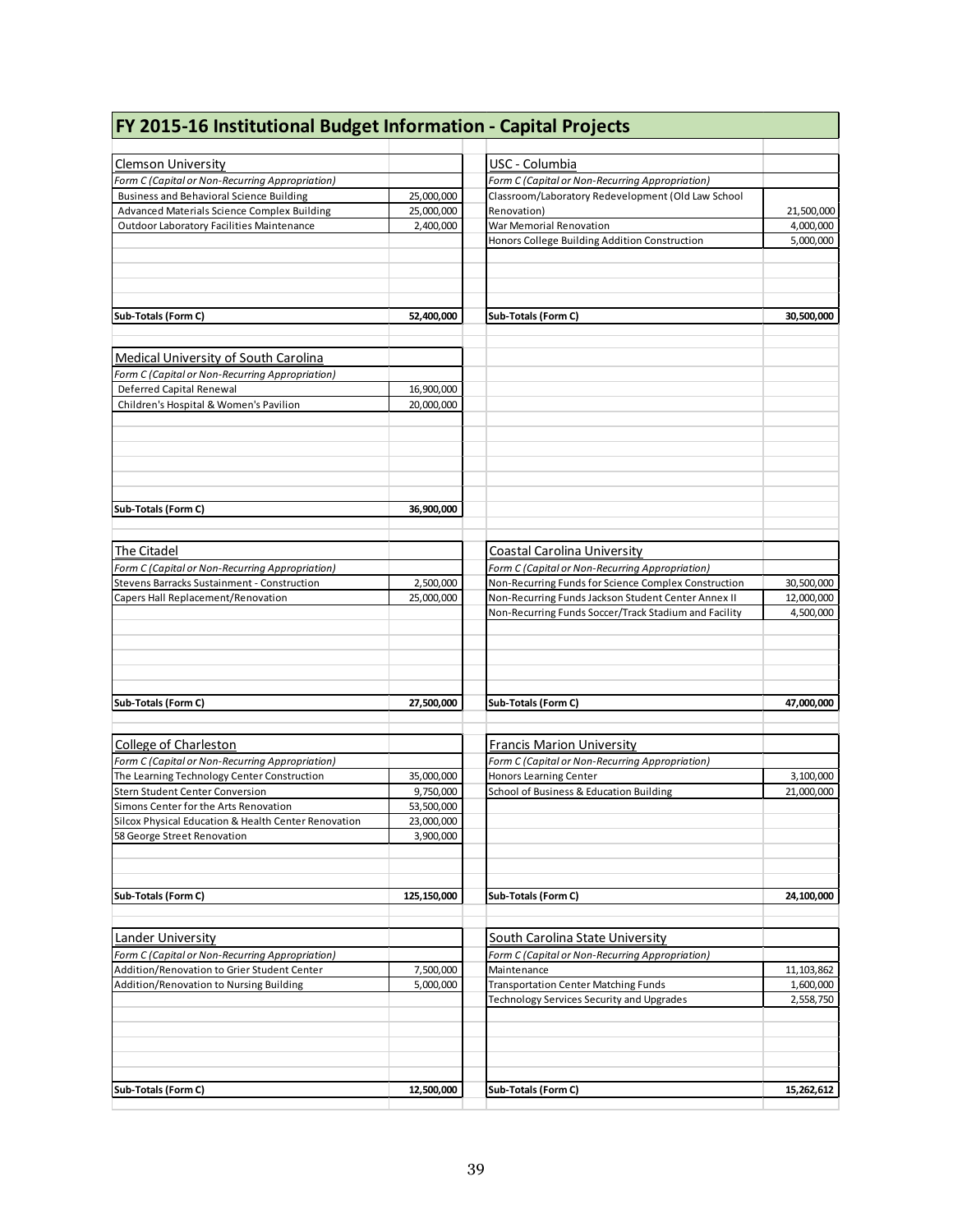# FY 2015-16 Institutional Budget Information - Capital Projects

### Clemson University

| *Form C (Capital or Non-Recurring Appropriation)* | |
|---|---|
| Business and Behavioral Science Building | 25,000,000 |
| Advanced Materials Science Complex Building | 25,000,000 |
| Outdoor Laboratory Facilities Maintenance | 2,400,000 |
| **Sub-Totals (Form C)** | **52,400,000** |

### USC - Columbia

| *Form C (Capital or Non-Recurring Appropriation)* | |
|---|---|
| Classroom/Laboratory Redevelopment (Old Law School Renovation) | 21,500,000 |
| War Memorial Renovation | 4,000,000 |
| Honors College Building Addition Construction | 5,000,000 |
| **Sub-Totals (Form C)** | **30,500,000** |

### Medical University of South Carolina

| *Form C (Capital or Non-Recurring Appropriation)* | |
|---|---|
| Deferred Capital Renewal | 16,900,000 |
| Children's Hospital & Women's Pavilion | 20,000,000 |
| **Sub-Totals (Form C)** | **36,900,000** |

### The Citadel

| *Form C (Capital or Non-Recurring Appropriation)* | |
|---|---|
| Stevens Barracks Sustainment - Construction | 2,500,000 |
| Capers Hall Replacement/Renovation | 25,000,000 |
| **Sub-Totals (Form C)** | **27,500,000** |

### Coastal Carolina University

| *Form C (Capital or Non-Recurring Appropriation)* | |
|---|---|
| Non-Recurring Funds for Science Complex Construction | 30,500,000 |
| Non-Recurring Funds Jackson Student Center Annex II | 12,000,000 |
| Non-Recurring Funds Soccer/Track Stadium and Facility | 4,500,000 |
| **Sub-Totals (Form C)** | **47,000,000** |

### College of Charleston

| *Form C (Capital or Non-Recurring Appropriation)* | |
|---|---|
| The Learning Technology Center Construction | 35,000,000 |
| Stern Student Center Conversion | 9,750,000 |
| Simons Center for the Arts Renovation | 53,500,000 |
| Silcox Physical Education & Health Center Renovation | 23,000,000 |
| 58 George Street Renovation | 3,900,000 |
| **Sub-Totals (Form C)** | **125,150,000** |

### Francis Marion University

| *Form C (Capital or Non-Recurring Appropriation)* | |
|---|---|
| Honors Learning Center | 3,100,000 |
| School of Business & Education Building | 21,000,000 |
| **Sub-Totals (Form C)** | **24,100,000** |

### Lander University

| *Form C (Capital or Non-Recurring Appropriation)* | |
|---|---|
| Addition/Renovation to Grier Student Center | 7,500,000 |
| Addition/Renovation to Nursing Building | 5,000,000 |
| **Sub-Totals (Form C)** | **12,500,000** |

### South Carolina State University

| *Form C (Capital or Non-Recurring Appropriation)* | |
|---|---|
| Maintenance | 11,103,862 |
| Transportation Center Matching Funds | 1,600,000 |
| Technology Services Security and Upgrades | 2,558,750 |
| **Sub-Totals (Form C)** | **15,262,612** |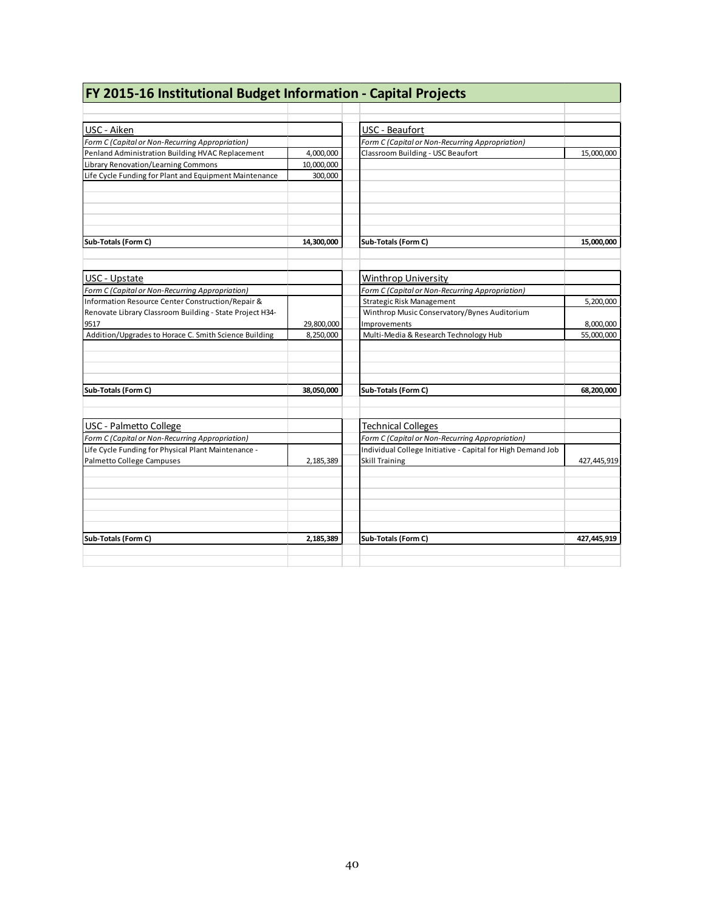# FY 2015-16 Institutional Budget Information - Capital Projects

| USC - Aiken | |
|---|---|
| *Form C (Capital or Non-Recurring Appropriation)* | |
| Penland Administration Building HVAC Replacement | 4,000,000 |
| Library Renovation/Learning Commons | 10,000,000 |
| Life Cycle Funding for Plant and Equipment Maintenance | 300,000 |
| **Sub-Totals (Form C)** | **14,300,000** |

| USC - Beaufort | |
|---|---|
| *Form C (Capital or Non-Recurring Appropriation)* | |
| Classroom Building - USC Beaufort | 15,000,000 |
| **Sub-Totals (Form C)** | **15,000,000** |

| USC - Upstate | |
|---|---|
| *Form C (Capital or Non-Recurring Appropriation)* | |
| Information Resource Center Construction/Repair & Renovate Library Classroom Building - State Project H34-9517 | 29,800,000 |
| Addition/Upgrades to Horace C. Smith Science Building | 8,250,000 |
| **Sub-Totals (Form C)** | **38,050,000** |

| Winthrop University | |
|---|---|
| *Form C (Capital or Non-Recurring Appropriation)* | |
| Strategic Risk Management | 5,200,000 |
| Winthrop Music Conservatory/Bynes Auditorium Improvements | 8,000,000 |
| Multi-Media & Research Technology Hub | 55,000,000 |
| **Sub-Totals (Form C)** | **68,200,000** |

| USC - Palmetto College | |
|---|---|
| *Form C (Capital or Non-Recurring Appropriation)* | |
| Life Cycle Funding for Physical Plant Maintenance - Palmetto College Campuses | 2,185,389 |
| **Sub-Totals (Form C)** | **2,185,389** |

| Technical Colleges | |
|---|---|
| *Form C (Capital or Non-Recurring Appropriation)* | |
| Individual College Initiative - Capital for High Demand Job Skill Training | 427,445,919 |
| **Sub-Totals (Form C)** | **427,445,919** |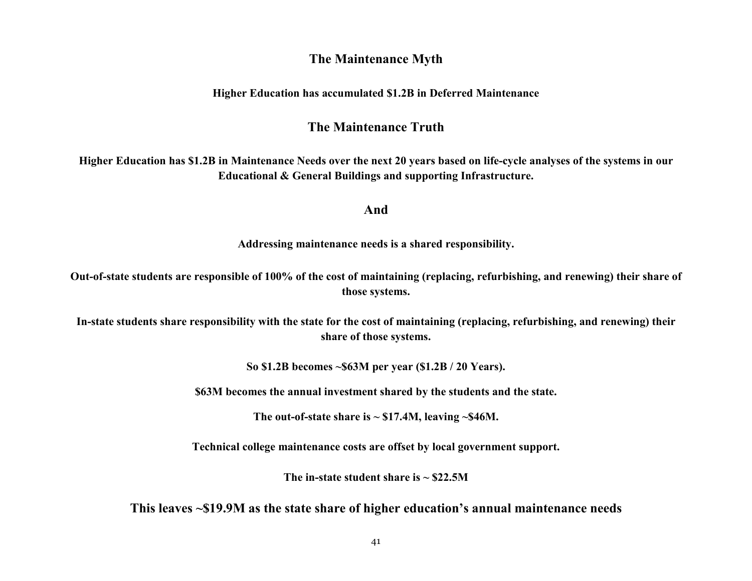## The Maintenance Myth

**Higher Education has accumulated $1.2B in Deferred Maintenance**

## The Maintenance Truth

**Higher Education has $1.2B in Maintenance Needs over the next 20 years based on life-cycle analyses of the systems in our Educational & General Buildings and supporting Infrastructure.**

## And

**Addressing maintenance needs is a shared responsibility.**

**Out-of-state students are responsible of 100% of the cost of maintaining (replacing, refurbishing, and renewing) their share of those systems.**

**In-state students share responsibility with the state for the cost of maintaining (replacing, refurbishing, and renewing) their share of those systems.**

**So $1.2B becomes ~$63M per year ($1.2B / 20 Years).**

**$63M becomes the annual investment shared by the students and the state.**

**The out-of-state share is ~ $17.4M, leaving ~$46M.**

**Technical college maintenance costs are offset by local government support.**

**The in-state student share is ~ $22.5M**

**This leaves ~$19.9M as the state share of higher education's annual maintenance needs**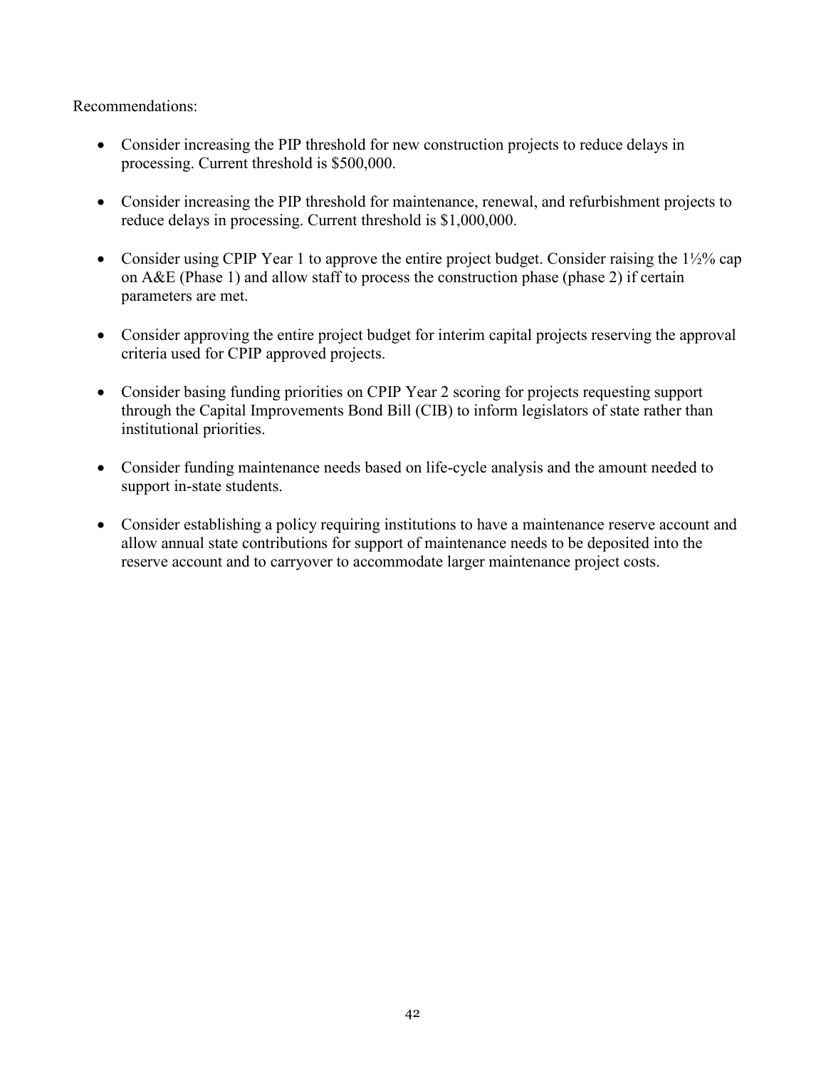Recommendations:

- Consider increasing the PIP threshold for new construction projects to reduce delays in processing. Current threshold is $500,000.
- Consider increasing the PIP threshold for maintenance, renewal, and refurbishment projects to reduce delays in processing. Current threshold is $1,000,000.
- Consider using CPIP Year 1 to approve the entire project budget. Consider raising the 1½% cap on A&E (Phase 1) and allow staff to process the construction phase (phase 2) if certain parameters are met.
- Consider approving the entire project budget for interim capital projects reserving the approval criteria used for CPIP approved projects.
- Consider basing funding priorities on CPIP Year 2 scoring for projects requesting support through the Capital Improvements Bond Bill (CIB) to inform legislators of state rather than institutional priorities.
- Consider funding maintenance needs based on life-cycle analysis and the amount needed to support in-state students.
- Consider establishing a policy requiring institutions to have a maintenance reserve account and allow annual state contributions for support of maintenance needs to be deposited into the reserve account and to carryover to accommodate larger maintenance project costs.